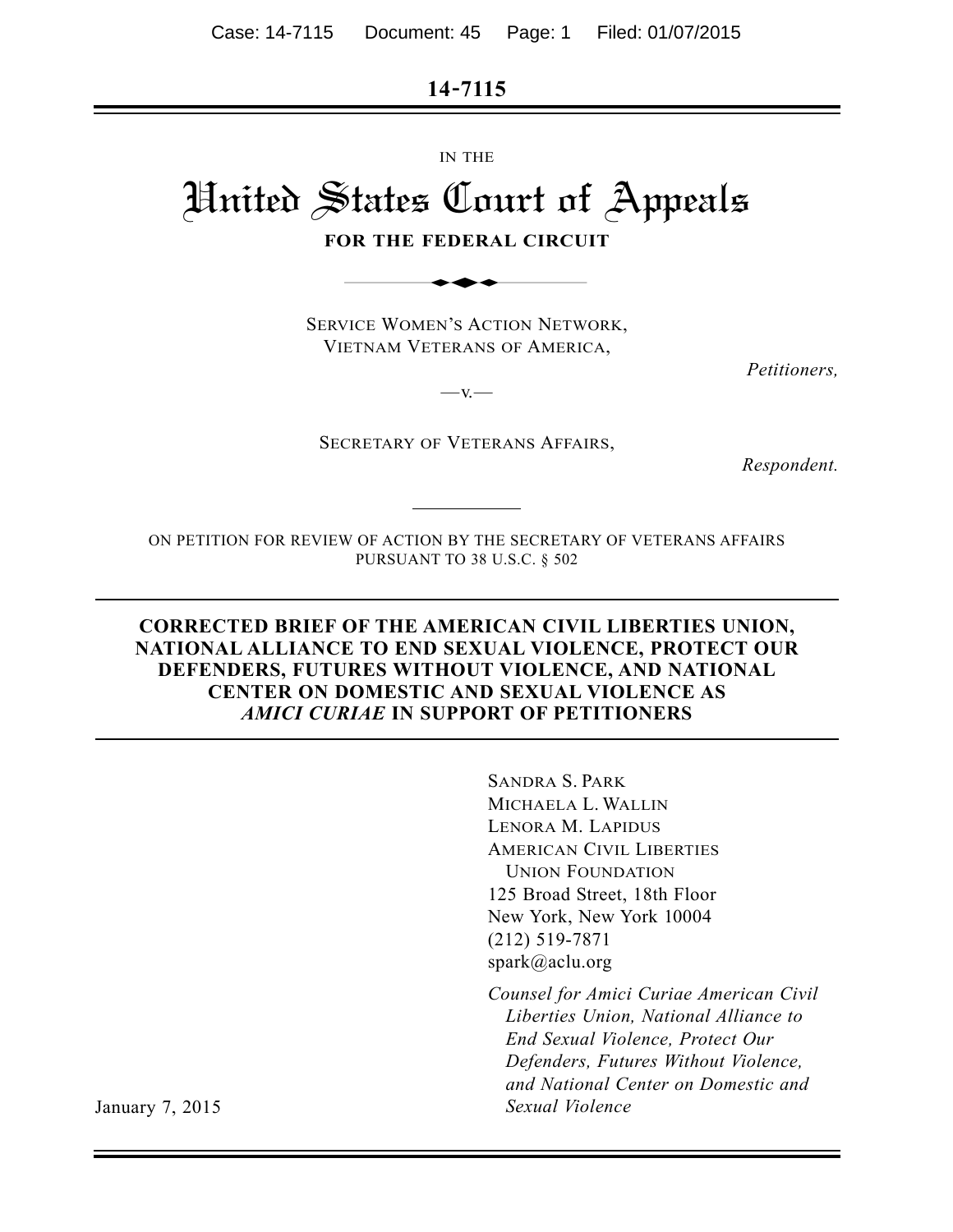14-7115

IN THE

# United States Court of Appeals

**FOR THE FEDERAL CIRCUIT**

SERVICE WOMEN'S ACTION NETWORK,
VIETNAM VETERANS OF AMERICA,

*Petitioners,*

—v.—

SECRETARY OF VETERANS AFFAIRS,

*Respondent.*

ON PETITION FOR REVIEW OF ACTION BY THE SECRETARY OF VETERANS AFFAIRS PURSUANT TO 38 U.S.C. § 502

**CORRECTED BRIEF OF THE AMERICAN CIVIL LIBERTIES UNION, NATIONAL ALLIANCE TO END SEXUAL VIOLENCE, PROTECT OUR DEFENDERS, FUTURES WITHOUT VIOLENCE, AND NATIONAL CENTER ON DOMESTIC AND SEXUAL VIOLENCE AS *AMICI CURIAE* IN SUPPORT OF PETITIONERS**

SANDRA S. PARK
MICHAELA L. WALLIN
LENORA M. LAPIDUS
AMERICAN CIVIL LIBERTIES UNION FOUNDATION
125 Broad Street, 18th Floor
New York, New York 10004
(212) 519-7871
spark@aclu.org

*Counsel for Amici Curiae American Civil Liberties Union, National Alliance to End Sexual Violence, Protect Our Defenders, Futures Without Violence, and National Center on Domestic and Sexual Violence*

January 7, 2015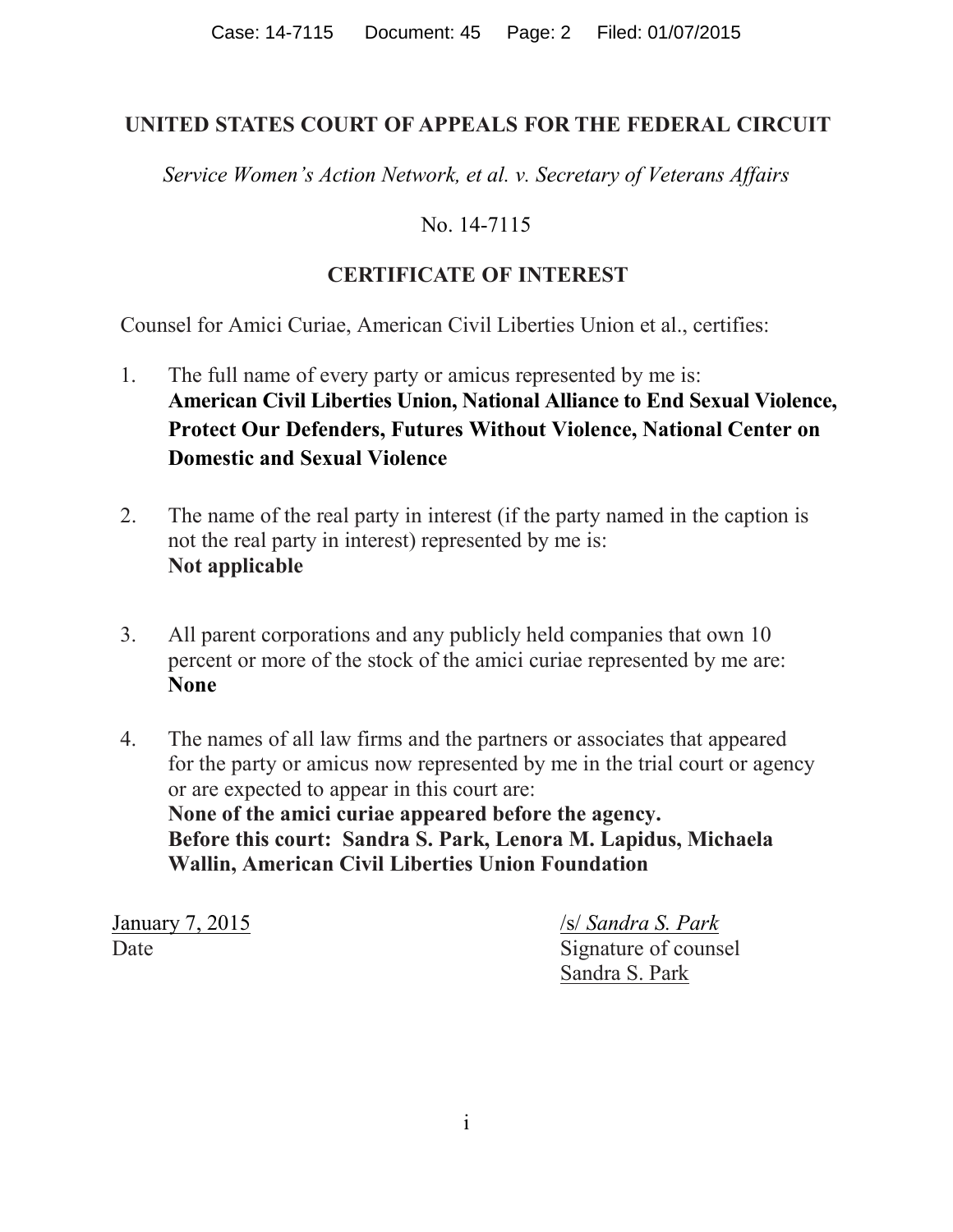**UNITED STATES COURT OF APPEALS FOR THE FEDERAL CIRCUIT**

*Service Women's Action Network, et al. v. Secretary of Veterans Affairs*

No. 14-7115

**CERTIFICATE OF INTEREST**

Counsel for Amici Curiae, American Civil Liberties Union et al., certifies:

1. The full name of every party or amicus represented by me is:
   **American Civil Liberties Union, National Alliance to End Sexual Violence, Protect Our Defenders, Futures Without Violence, National Center on Domestic and Sexual Violence**

2. The name of the real party in interest (if the party named in the caption is not the real party in interest) represented by me is:
   **Not applicable**

3. All parent corporations and any publicly held companies that own 10 percent or more of the stock of the amici curiae represented by me are:
   **None**

4. The names of all law firms and the partners or associates that appeared for the party or amicus now represented by me in the trial court or agency or are expected to appear in this court are:
   **None of the amici curiae appeared before the agency.**
   **Before this court: Sandra S. Park, Lenora M. Lapidus, Michaela Wallin, American Civil Liberties Union Foundation**

January 7, 2015
Date

/s/ *Sandra S. Park*
Signature of counsel
Sandra S. Park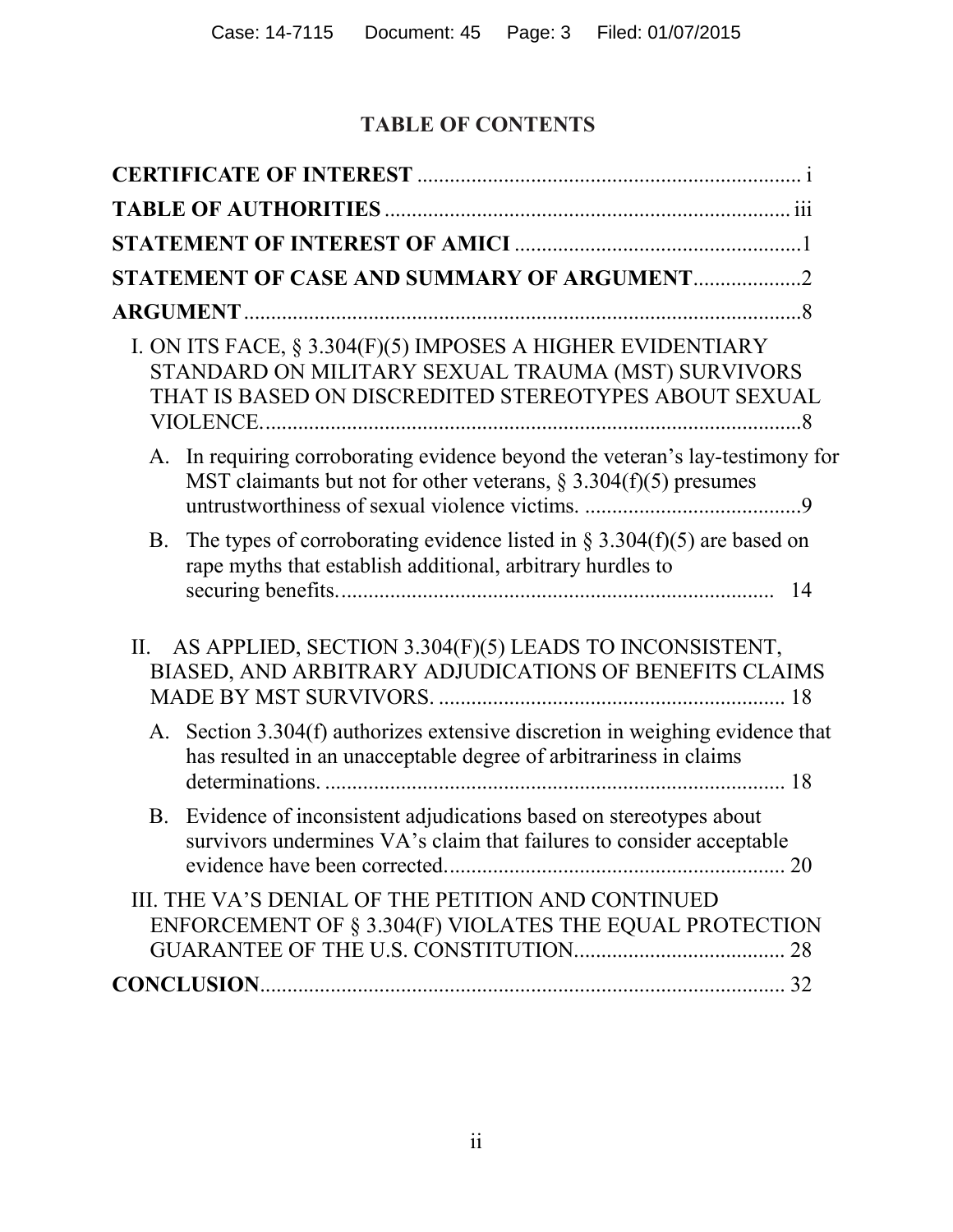# TABLE OF CONTENTS

**CERTIFICATE OF INTEREST** ........................................................................ i

**TABLE OF AUTHORITIES** ........................................................................... iii

**STATEMENT OF INTEREST OF AMICI** .....................................................1

**STATEMENT OF CASE AND SUMMARY OF ARGUMENT**....................2

**ARGUMENT**.......................................................................................................8

I. ON ITS FACE, § 3.304(F)(5) IMPOSES A HIGHER EVIDENTIARY STANDARD ON MILITARY SEXUAL TRAUMA (MST) SURVIVORS THAT IS BASED ON DISCREDITED STEREOTYPES ABOUT SEXUAL VIOLENCE.....................................................................................................8

- A. In requiring corroborating evidence beyond the veteran's lay-testimony for MST claimants but not for other veterans, § 3.304(f)(5) presumes untrustworthiness of sexual violence victims. ........................................9
- B. The types of corroborating evidence listed in § 3.304(f)(5) are based on rape myths that establish additional, arbitrary hurdles to securing benefits................................................................................. 14

II. AS APPLIED, SECTION 3.304(F)(5) LEADS TO INCONSISTENT, BIASED, AND ARBITRARY ADJUDICATIONS OF BENEFITS CLAIMS MADE BY MST SURVIVORS. ................................................................ 18

- A. Section 3.304(f) authorizes extensive discretion in weighing evidence that has resulted in an unacceptable degree of arbitrariness in claims determinations. ..................................................................................... 18
- B. Evidence of inconsistent adjudications based on stereotypes about survivors undermines VA's claim that failures to consider acceptable evidence have been corrected.............................................................. 20

III. THE VA'S DENIAL OF THE PETITION AND CONTINUED ENFORCEMENT OF § 3.304(F) VIOLATES THE EQUAL PROTECTION GUARANTEE OF THE U.S. CONSTITUTION....................................... 28

**CONCLUSION**.................................................................................................. 32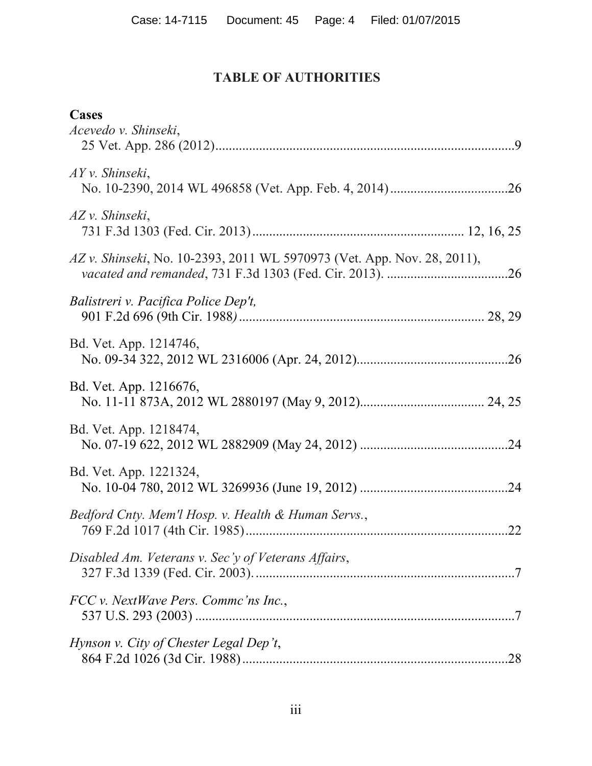# TABLE OF AUTHORITIES

**Cases**

*Acevedo v. Shinseki*,
25 Vet. App. 286 (2012) ........................................................................................ 9

*AY v. Shinseki*,
No. 10-2390, 2014 WL 496858 (Vet. App. Feb. 4, 2014) .................................. 26

*AZ v. Shinseki*,
731 F.3d 1303 (Fed. Cir. 2013) ............................................................. 12, 16, 25

*AZ v. Shinseki*, No. 10-2393, 2011 WL 5970973 (Vet. App. Nov. 28, 2011), *vacated and remanded*, 731 F.3d 1303 (Fed. Cir. 2013). ................................... 26

*Balistreri v. Pacifica Police Dep't,*
901 F.2d 696 (9th Cir. 1988*)* ...................................................................... 28, 29

Bd. Vet. App. 1214746,
No. 09-34 322, 2012 WL 2316006 (Apr. 24, 2012) ............................................ 26

Bd. Vet. App. 1216676,
No. 11-11 873A, 2012 WL 2880197 (May 9, 2012) .................................... 24, 25

Bd. Vet. App. 1218474,
No. 07-19 622, 2012 WL 2882909 (May 24, 2012) ........................................... 24

Bd. Vet. App. 1221324,
No. 10-04 780, 2012 WL 3269936 (June 19, 2012) ........................................... 24

*Bedford Cnty. Mem'l Hosp. v. Health & Human Servs.*,
769 F.2d 1017 (4th Cir. 1985) ............................................................................. 22

*Disabled Am. Veterans v. Sec'y of Veterans Affairs*,
327 F.3d 1339 (Fed. Cir. 2003). ............................................................................ 7

*FCC v. NextWave Pers. Commc'ns Inc.*,
537 U.S. 293 (2003) .............................................................................................. 7

*Hynson v. City of Chester Legal Dep't*,
864 F.2d 1026 (3d Cir. 1988) .............................................................................. 28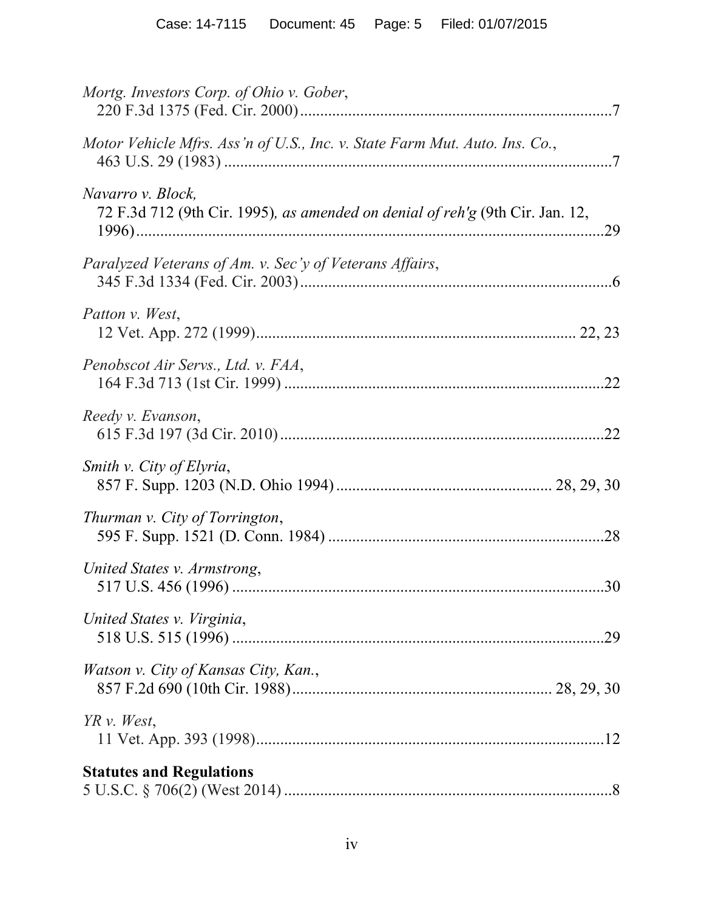*Mortg. Investors Corp. of Ohio v. Gober*,
220 F.3d 1375 (Fed. Cir. 2000) ............................................................................7

*Motor Vehicle Mfrs. Ass'n of U.S., Inc. v. State Farm Mut. Auto. Ins. Co.*,
463 U.S. 29 (1983) ...............................................................................................7

*Navarro v. Block,*
72 F.3d 712 (9th Cir. 1995)*, as amended on denial of reh'g* (9th Cir. Jan. 12, 1996) .....................................................................................................................29

*Paralyzed Veterans of Am. v. Sec'y of Veterans Affairs*,
345 F.3d 1334 (Fed. Cir. 2003) ............................................................................6

*Patton v. West*,
12 Vet. App. 272 (1999) ............................................................................. 22, 23

*Penobscot Air Servs., Ltd. v. FAA*,
164 F.3d 713 (1st Cir. 1999) ..............................................................................22

*Reedy v. Evanson*,
615 F.3d 197 (3d Cir. 2010) ...............................................................................22

*Smith v. City of Elyria*,
857 F. Supp. 1203 (N.D. Ohio 1994) .................................................... 28, 29, 30

*Thurman v. City of Torrington*,
595 F. Supp. 1521 (D. Conn. 1984) ....................................................................28

*United States v. Armstrong*,
517 U.S. 456 (1996) ...........................................................................................30

*United States v. Virginia*,
518 U.S. 515 (1996) ...........................................................................................29

*Watson v. City of Kansas City, Kan.*,
857 F.2d 690 (10th Cir. 1988) .............................................................. 28, 29, 30

*YR v. West*,
11 Vet. App. 393 (1998) ......................................................................................12

**Statutes and Regulations**

5 U.S.C. § 706(2) (West 2014) ...............................................................................8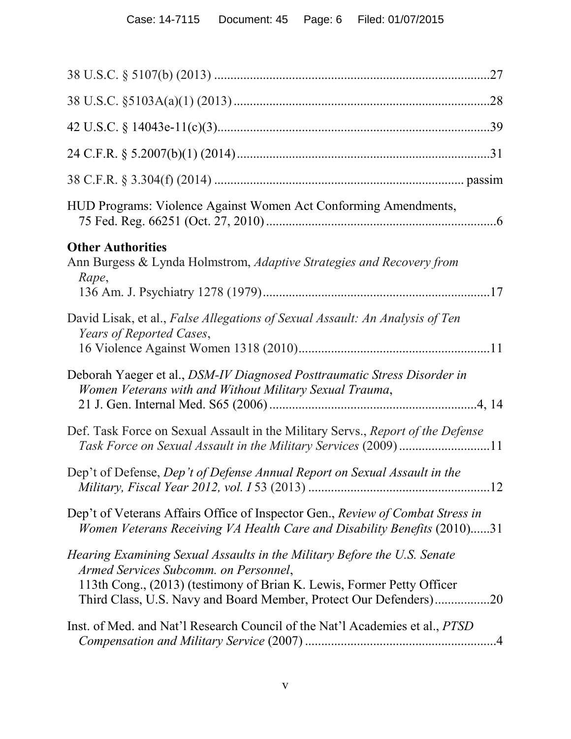38 U.S.C. § 5107(b) (2013) ....................................................................................27

38 U.S.C. §5103A(a)(1) (2013) ..............................................................................28

42 U.S.C. § 14043e-11(c)(3)...................................................................................39

24 C.F.R. § 5.2007(b)(1) (2014).............................................................................31

38 C.F.R. § 3.304(f) (2014) .......................................................................... passim

HUD Programs: Violence Against Women Act Conforming Amendments, 75 Fed. Reg. 66251 (Oct. 27, 2010) ......................................................................6

**Other Authorities**

Ann Burgess & Lynda Holmstrom, *Adaptive Strategies and Recovery from Rape*, 136 Am. J. Psychiatry 1278 (1979).....................................................................17

David Lisak, et al., *False Allegations of Sexual Assault: An Analysis of Ten Years of Reported Cases*, 16 Violence Against Women 1318 (2010)...........................................................11

Deborah Yaeger et al., *DSM-IV Diagnosed Posttraumatic Stress Disorder in Women Veterans with and Without Military Sexual Trauma*, 21 J. Gen. Internal Med. S65 (2006) ................................................................4, 14

Def. Task Force on Sexual Assault in the Military Servs., *Report of the Defense Task Force on Sexual Assault in the Military Services* (2009) ............................11

Dep't of Defense, *Dep't of Defense Annual Report on Sexual Assault in the Military, Fiscal Year 2012, vol. I* 53 (2013) ........................................................12

Dep't of Veterans Affairs Office of Inspector Gen., *Review of Combat Stress in Women Veterans Receiving VA Health Care and Disability Benefits* (2010)......31

*Hearing Examining Sexual Assaults in the Military Before the U.S. Senate Armed Services Subcomm. on Personnel*, 113th Cong., (2013) (testimony of Brian K. Lewis, Former Petty Officer Third Class, U.S. Navy and Board Member, Protect Our Defenders).................20

Inst. of Med. and Nat'l Research Council of the Nat'l Academies et al., *PTSD Compensation and Military Service* (2007) ..........................................................4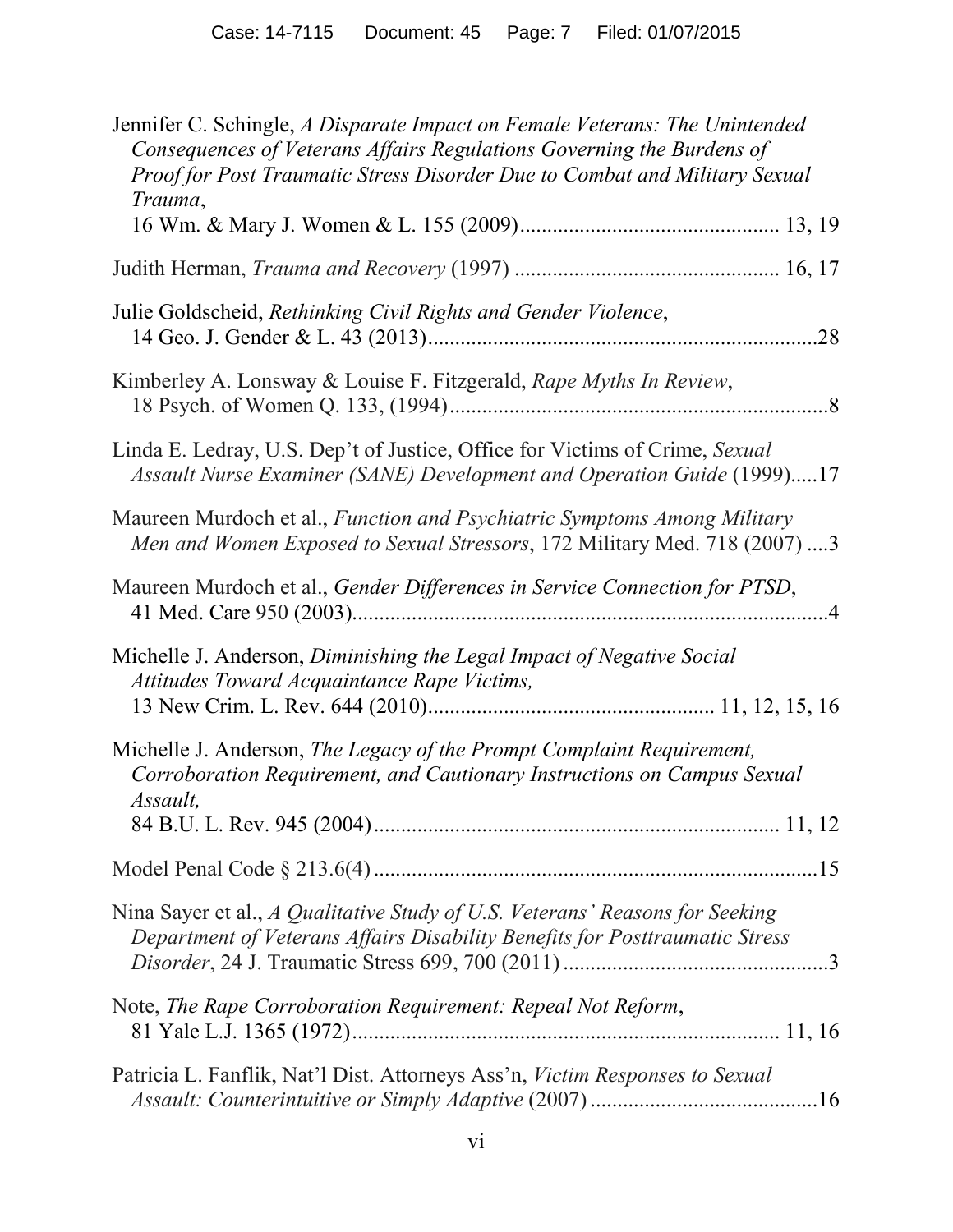Jennifer C. Schingle, *A Disparate Impact on Female Veterans: The Unintended Consequences of Veterans Affairs Regulations Governing the Burdens of Proof for Post Traumatic Stress Disorder Due to Combat and Military Sexual Trauma*, 16 Wm. & Mary J. Women & L. 155 (2009) ............................................... 13, 19

Judith Herman, *Trauma and Recovery* (1997) ............................................... 16, 17

Julie Goldscheid, *Rethinking Civil Rights and Gender Violence*, 14 Geo. J. Gender & L. 43 (2013) ......................................................................28

Kimberley A. Lonsway & Louise F. Fitzgerald, *Rape Myths In Review*, 18 Psych. of Women Q. 133, (1994) .....................................................................8

Linda E. Ledray, U.S. Dep't of Justice, Office for Victims of Crime, *Sexual Assault Nurse Examiner (SANE) Development and Operation Guide* (1999).....17

Maureen Murdoch et al., *Function and Psychiatric Symptoms Among Military Men and Women Exposed to Sexual Stressors*, 172 Military Med. 718 (2007) ....3

Maureen Murdoch et al., *Gender Differences in Service Connection for PTSD*, 41 Med. Care 950 (2003).......................................................................................4

Michelle J. Anderson, *Diminishing the Legal Impact of Negative Social Attitudes Toward Acquaintance Rape Victims,* 13 New Crim. L. Rev. 644 (2010).................................................... 11, 12, 15, 16

Michelle J. Anderson, *The Legacy of the Prompt Complaint Requirement, Corroboration Requirement, and Cautionary Instructions on Campus Sexual Assault,* 84 B.U. L. Rev. 945 (2004) ......................................................................... 11, 12

Model Penal Code § 213.6(4) ..................................................................................15

Nina Sayer et al., *A Qualitative Study of U.S. Veterans' Reasons for Seeking Department of Veterans Affairs Disability Benefits for Posttraumatic Stress Disorder*, 24 J. Traumatic Stress 699, 700 (2011) ................................................3

Note, *The Rape Corroboration Requirement: Repeal Not Reform*, 81 Yale L.J. 1365 (1972)............................................................................. 11, 16

Patricia L. Fanflik, Nat'l Dist. Attorneys Ass'n, *Victim Responses to Sexual Assault: Counterintuitive or Simply Adaptive* (2007) ..........................................16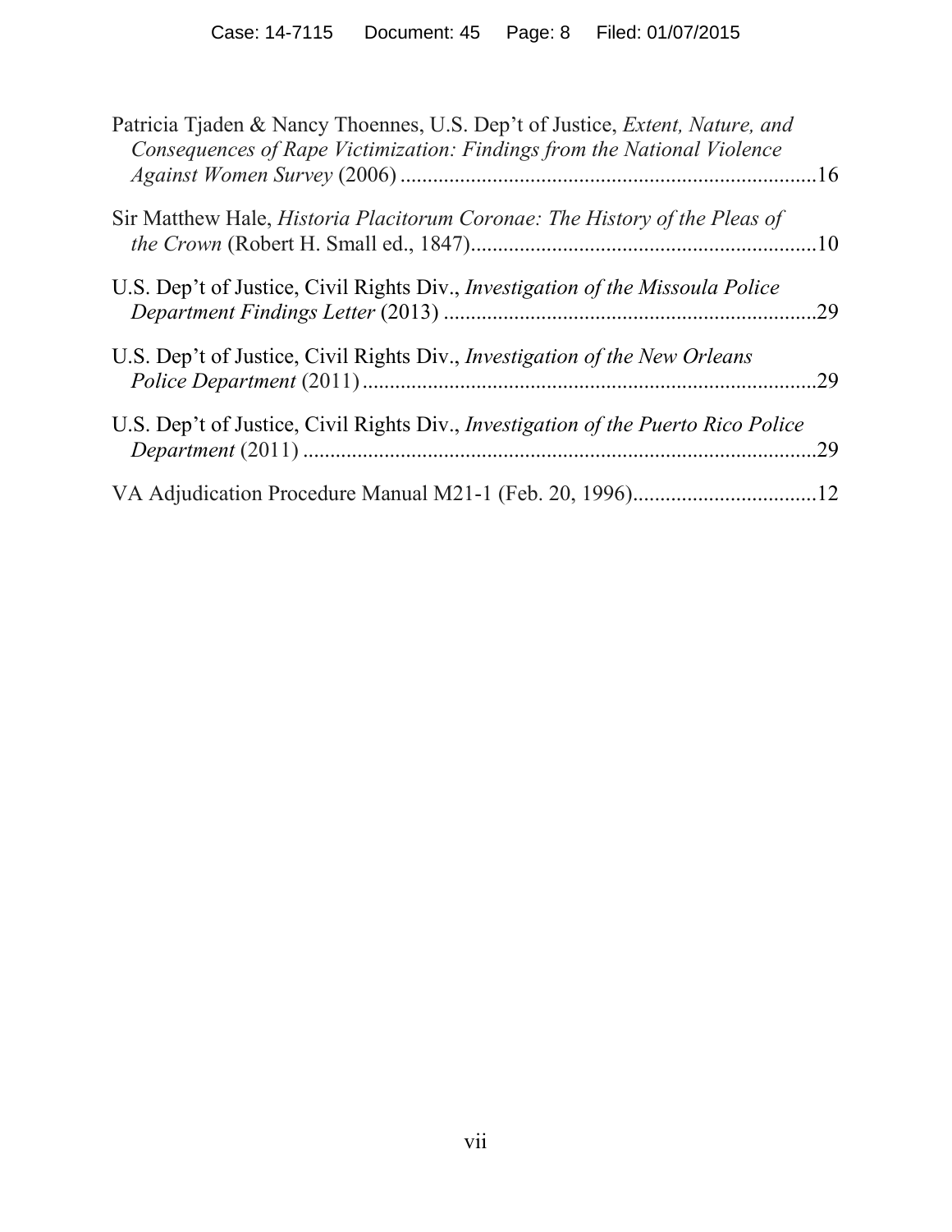Patricia Tjaden & Nancy Thoennes, U.S. Dep't of Justice, *Extent, Nature, and Consequences of Rape Victimization: Findings from the National Violence Against Women Survey* (2006) .............................................................................16

Sir Matthew Hale, *Historia Placitorum Coronae: The History of the Pleas of the Crown* (Robert H. Small ed., 1847)................................................................10

U.S. Dep't of Justice, Civil Rights Div., *Investigation of the Missoula Police Department Findings Letter* (2013) .....................................................................29

U.S. Dep't of Justice, Civil Rights Div., *Investigation of the New Orleans Police Department* (2011) ....................................................................................29

U.S. Dep't of Justice, Civil Rights Div., *Investigation of the Puerto Rico Police Department* (2011) ...............................................................................................29

VA Adjudication Procedure Manual M21-1 (Feb. 20, 1996)..................................12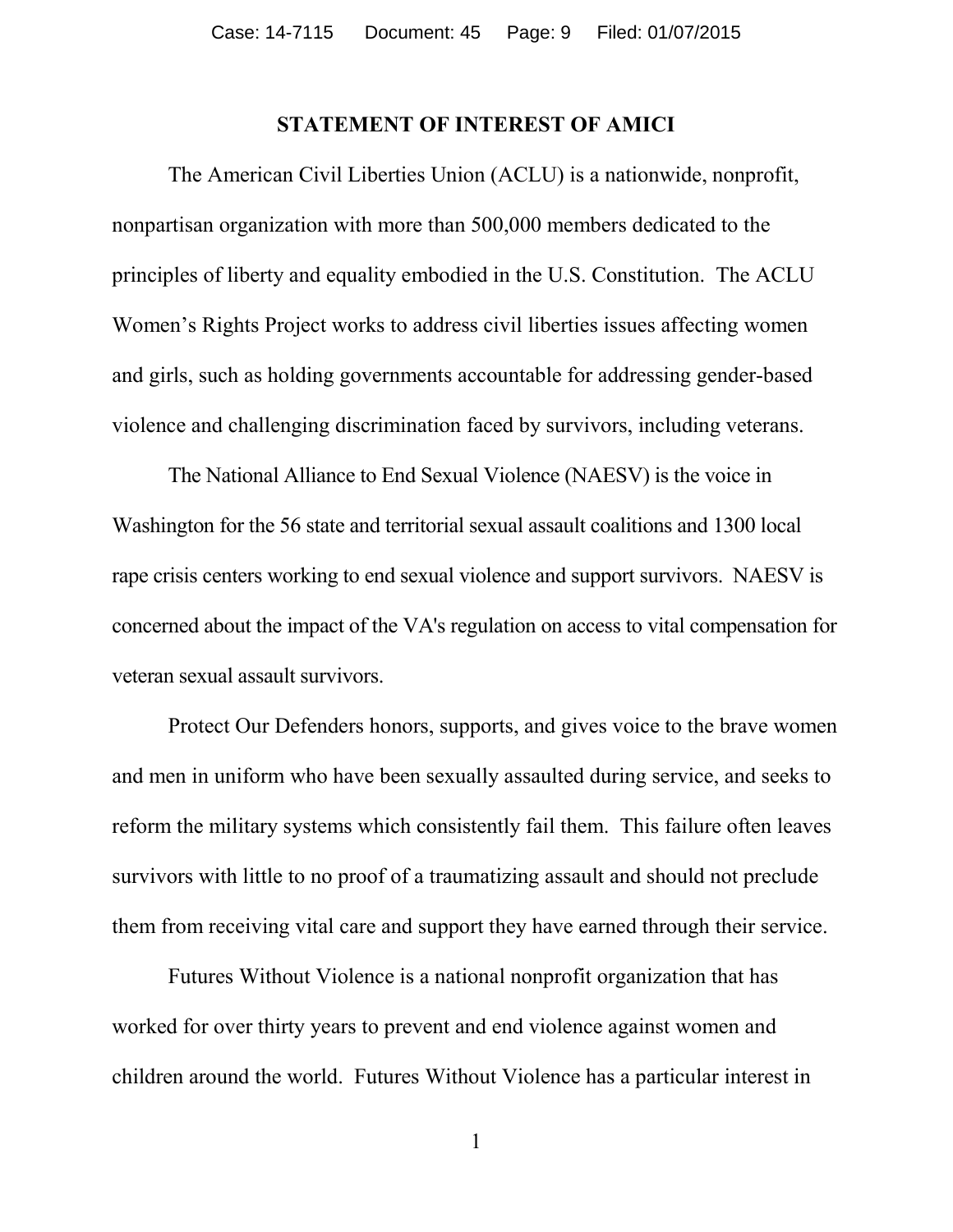## STATEMENT OF INTEREST OF AMICI

The American Civil Liberties Union (ACLU) is a nationwide, nonprofit, nonpartisan organization with more than 500,000 members dedicated to the principles of liberty and equality embodied in the U.S. Constitution. The ACLU Women's Rights Project works to address civil liberties issues affecting women and girls, such as holding governments accountable for addressing gender-based violence and challenging discrimination faced by survivors, including veterans.

The National Alliance to End Sexual Violence (NAESV) is the voice in Washington for the 56 state and territorial sexual assault coalitions and 1300 local rape crisis centers working to end sexual violence and support survivors. NAESV is concerned about the impact of the VA's regulation on access to vital compensation for veteran sexual assault survivors.

Protect Our Defenders honors, supports, and gives voice to the brave women and men in uniform who have been sexually assaulted during service, and seeks to reform the military systems which consistently fail them. This failure often leaves survivors with little to no proof of a traumatizing assault and should not preclude them from receiving vital care and support they have earned through their service.

Futures Without Violence is a national nonprofit organization that has worked for over thirty years to prevent and end violence against women and children around the world. Futures Without Violence has a particular interest in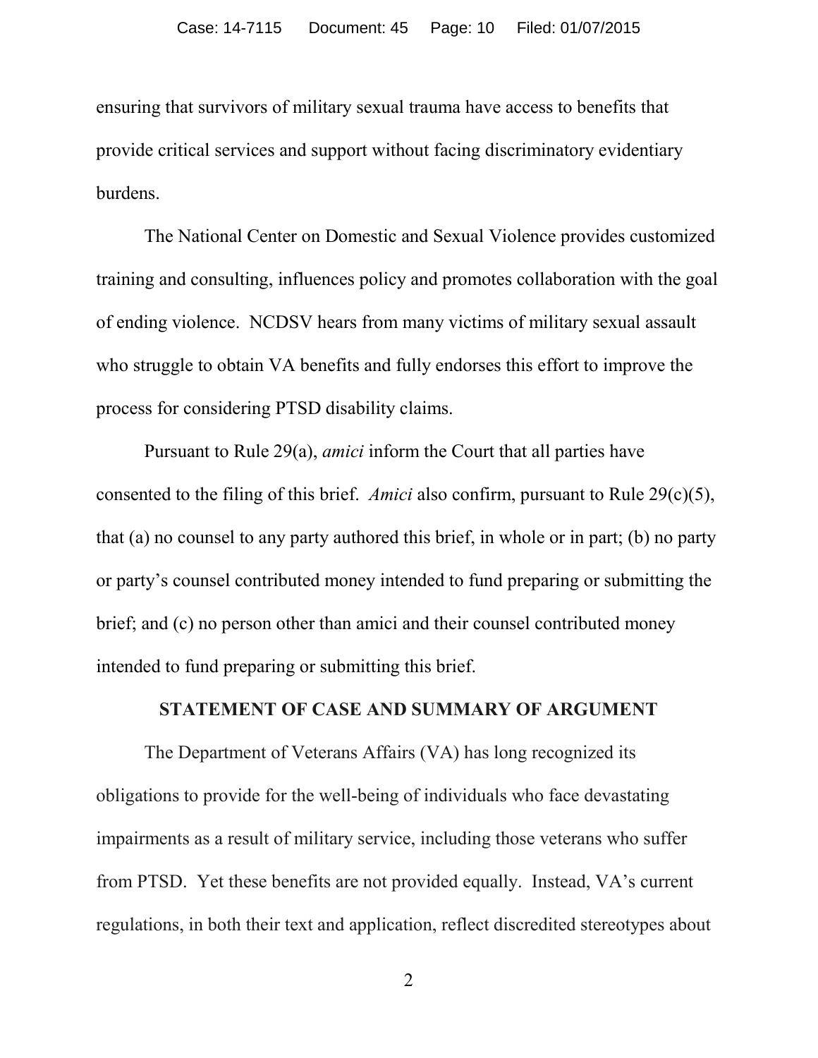ensuring that survivors of military sexual trauma have access to benefits that provide critical services and support without facing discriminatory evidentiary burdens.

The National Center on Domestic and Sexual Violence provides customized training and consulting, influences policy and promotes collaboration with the goal of ending violence. NCDSV hears from many victims of military sexual assault who struggle to obtain VA benefits and fully endorses this effort to improve the process for considering PTSD disability claims.

Pursuant to Rule 29(a), *amici* inform the Court that all parties have consented to the filing of this brief. *Amici* also confirm, pursuant to Rule 29(c)(5), that (a) no counsel to any party authored this brief, in whole or in part; (b) no party or party's counsel contributed money intended to fund preparing or submitting the brief; and (c) no person other than amici and their counsel contributed money intended to fund preparing or submitting this brief.

## STATEMENT OF CASE AND SUMMARY OF ARGUMENT

The Department of Veterans Affairs (VA) has long recognized its obligations to provide for the well-being of individuals who face devastating impairments as a result of military service, including those veterans who suffer from PTSD. Yet these benefits are not provided equally. Instead, VA's current regulations, in both their text and application, reflect discredited stereotypes about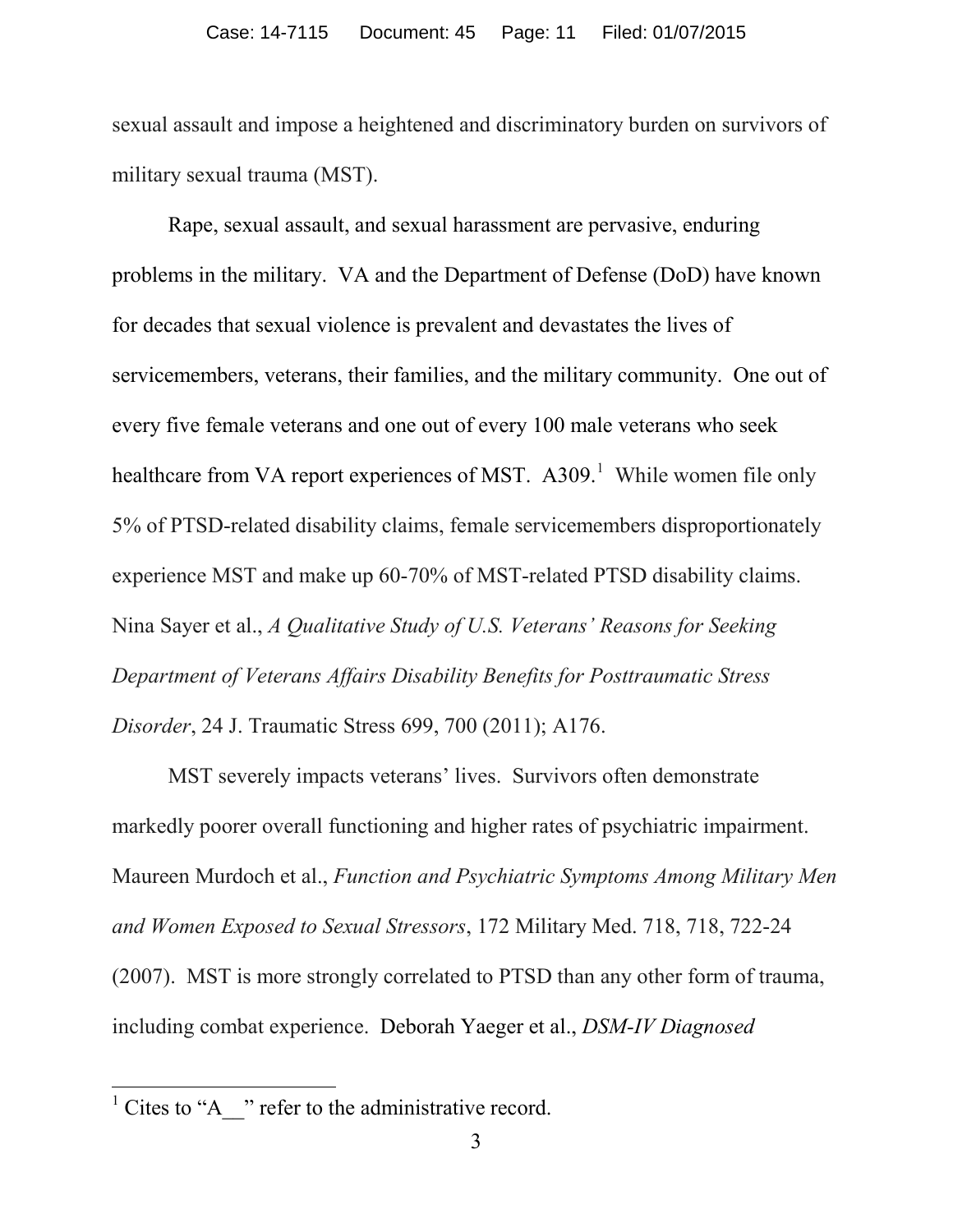sexual assault and impose a heightened and discriminatory burden on survivors of military sexual trauma (MST).

Rape, sexual assault, and sexual harassment are pervasive, enduring problems in the military. VA and the Department of Defense (DoD) have known for decades that sexual violence is prevalent and devastates the lives of servicemembers, veterans, their families, and the military community. One out of every five female veterans and one out of every 100 male veterans who seek healthcare from VA report experiences of MST. A309.[1] While women file only 5% of PTSD-related disability claims, female servicemembers disproportionately experience MST and make up 60-70% of MST-related PTSD disability claims. Nina Sayer et al., *A Qualitative Study of U.S. Veterans' Reasons for Seeking Department of Veterans Affairs Disability Benefits for Posttraumatic Stress Disorder*, 24 J. Traumatic Stress 699, 700 (2011); A176.

MST severely impacts veterans' lives. Survivors often demonstrate markedly poorer overall functioning and higher rates of psychiatric impairment. Maureen Murdoch et al., *Function and Psychiatric Symptoms Among Military Men and Women Exposed to Sexual Stressors*, 172 Military Med. 718, 718, 722-24 (2007). MST is more strongly correlated to PTSD than any other form of trauma, including combat experience. Deborah Yaeger et al., *DSM-IV Diagnosed*

---

[1] Cites to "A__" refer to the administrative record.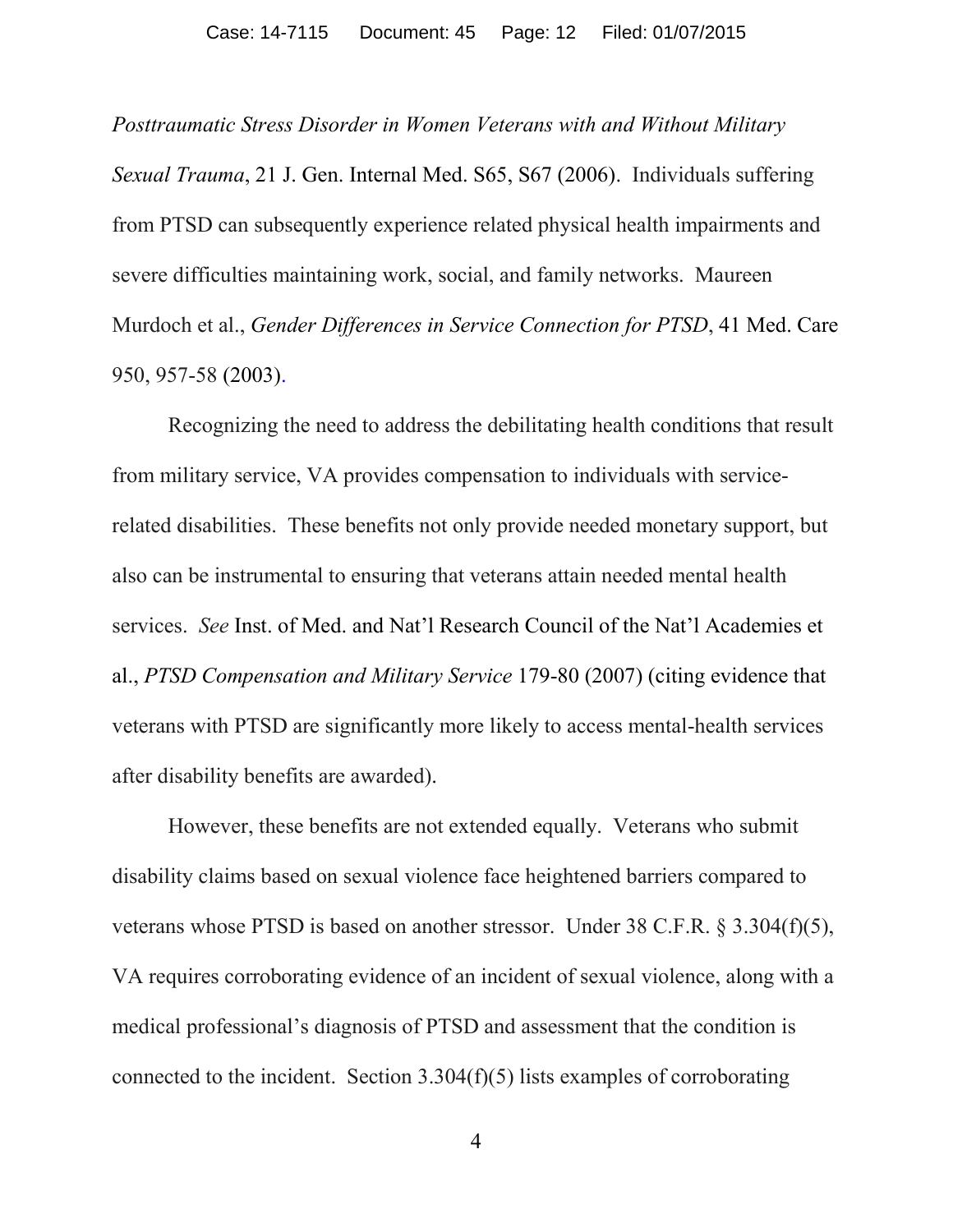*Posttraumatic Stress Disorder in Women Veterans with and Without Military Sexual Trauma*, 21 J. Gen. Internal Med. S65, S67 (2006). Individuals suffering from PTSD can subsequently experience related physical health impairments and severe difficulties maintaining work, social, and family networks. Maureen Murdoch et al., *Gender Differences in Service Connection for PTSD*, 41 Med. Care 950, 957-58 (2003).

Recognizing the need to address the debilitating health conditions that result from military service, VA provides compensation to individuals with service-related disabilities. These benefits not only provide needed monetary support, but also can be instrumental to ensuring that veterans attain needed mental health services. *See* Inst. of Med. and Nat'l Research Council of the Nat'l Academies et al., *PTSD Compensation and Military Service* 179-80 (2007) (citing evidence that veterans with PTSD are significantly more likely to access mental-health services after disability benefits are awarded).

However, these benefits are not extended equally. Veterans who submit disability claims based on sexual violence face heightened barriers compared to veterans whose PTSD is based on another stressor. Under 38 C.F.R. § 3.304(f)(5), VA requires corroborating evidence of an incident of sexual violence, along with a medical professional's diagnosis of PTSD and assessment that the condition is connected to the incident. Section 3.304(f)(5) lists examples of corroborating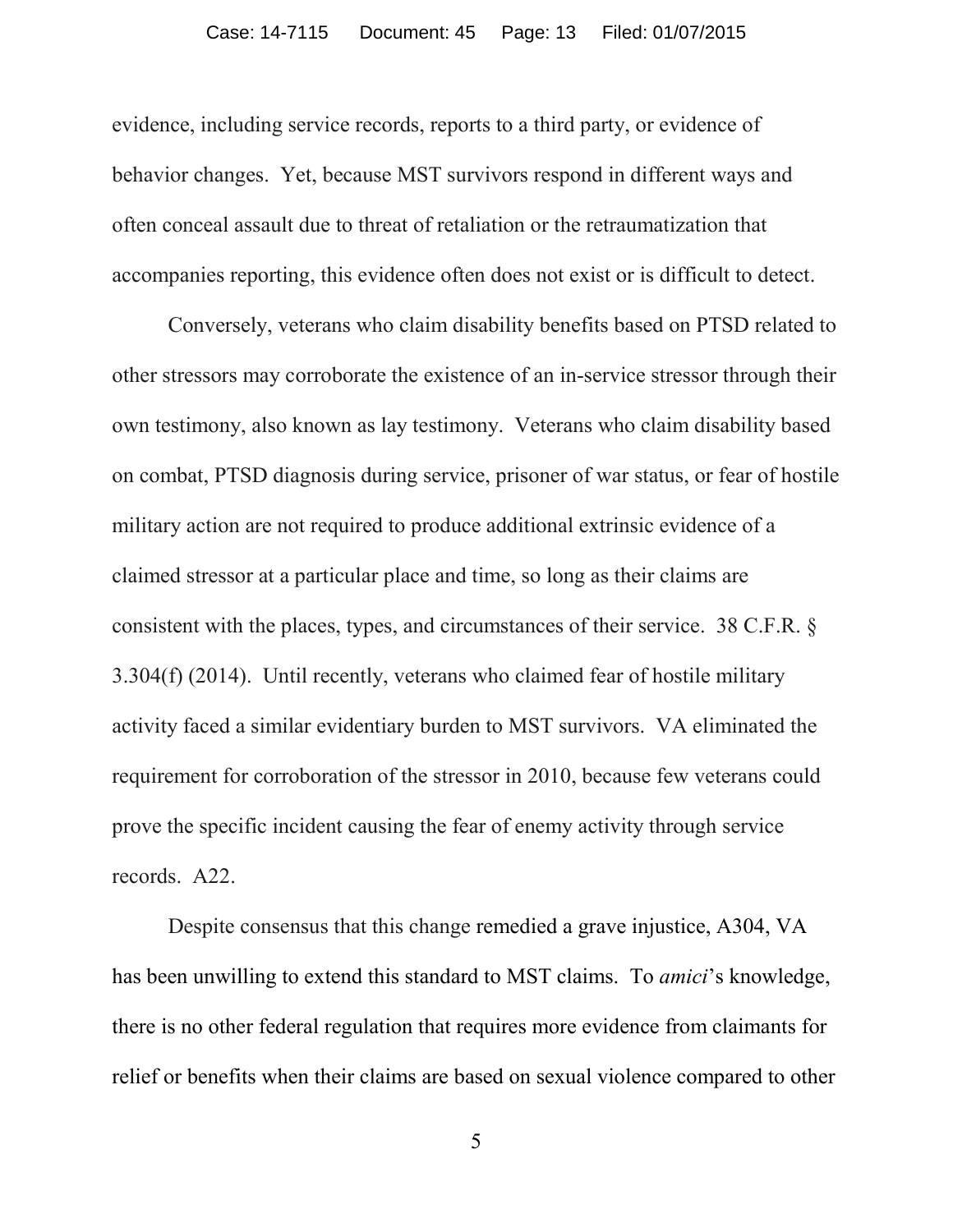evidence, including service records, reports to a third party, or evidence of behavior changes. Yet, because MST survivors respond in different ways and often conceal assault due to threat of retaliation or the retraumatization that accompanies reporting, this evidence often does not exist or is difficult to detect.

Conversely, veterans who claim disability benefits based on PTSD related to other stressors may corroborate the existence of an in-service stressor through their own testimony, also known as lay testimony. Veterans who claim disability based on combat, PTSD diagnosis during service, prisoner of war status, or fear of hostile military action are not required to produce additional extrinsic evidence of a claimed stressor at a particular place and time, so long as their claims are consistent with the places, types, and circumstances of their service. 38 C.F.R. § 3.304(f) (2014). Until recently, veterans who claimed fear of hostile military activity faced a similar evidentiary burden to MST survivors. VA eliminated the requirement for corroboration of the stressor in 2010, because few veterans could prove the specific incident causing the fear of enemy activity through service records. A22.

Despite consensus that this change remedied a grave injustice, A304, VA has been unwilling to extend this standard to MST claims. To *amici*'s knowledge, there is no other federal regulation that requires more evidence from claimants for relief or benefits when their claims are based on sexual violence compared to other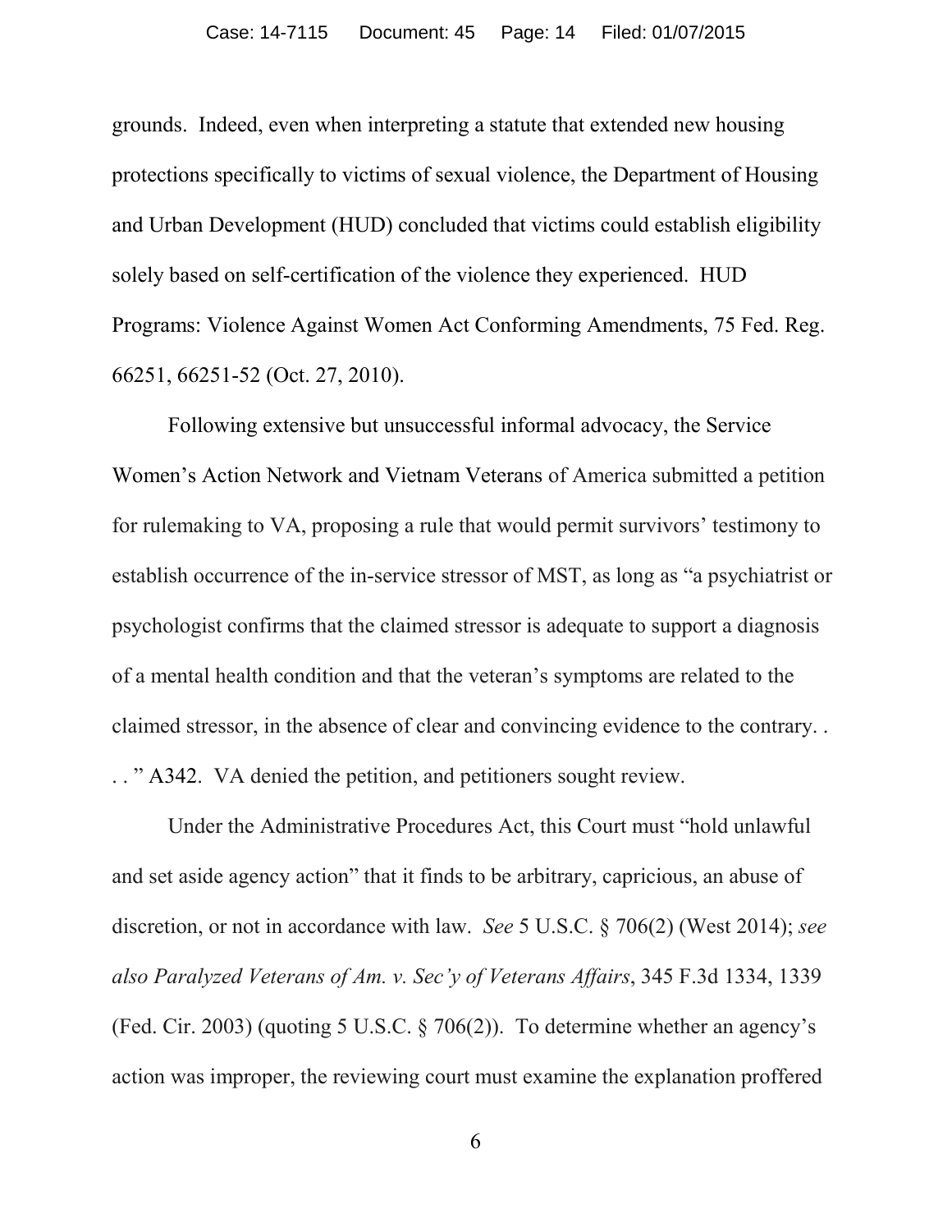grounds. Indeed, even when interpreting a statute that extended new housing protections specifically to victims of sexual violence, the Department of Housing and Urban Development (HUD) concluded that victims could establish eligibility solely based on self-certification of the violence they experienced. HUD Programs: Violence Against Women Act Conforming Amendments, 75 Fed. Reg. 66251, 66251-52 (Oct. 27, 2010).

Following extensive but unsuccessful informal advocacy, the Service Women's Action Network and Vietnam Veterans of America submitted a petition for rulemaking to VA, proposing a rule that would permit survivors' testimony to establish occurrence of the in-service stressor of MST, as long as "a psychiatrist or psychologist confirms that the claimed stressor is adequate to support a diagnosis of a mental health condition and that the veteran's symptoms are related to the claimed stressor, in the absence of clear and convincing evidence to the contrary. . . . " A342. VA denied the petition, and petitioners sought review.

Under the Administrative Procedures Act, this Court must "hold unlawful and set aside agency action" that it finds to be arbitrary, capricious, an abuse of discretion, or not in accordance with law. *See* 5 U.S.C. § 706(2) (West 2014); *see also Paralyzed Veterans of Am. v. Sec'y of Veterans Affairs*, 345 F.3d 1334, 1339 (Fed. Cir. 2003) (quoting 5 U.S.C. § 706(2)). To determine whether an agency's action was improper, the reviewing court must examine the explanation proffered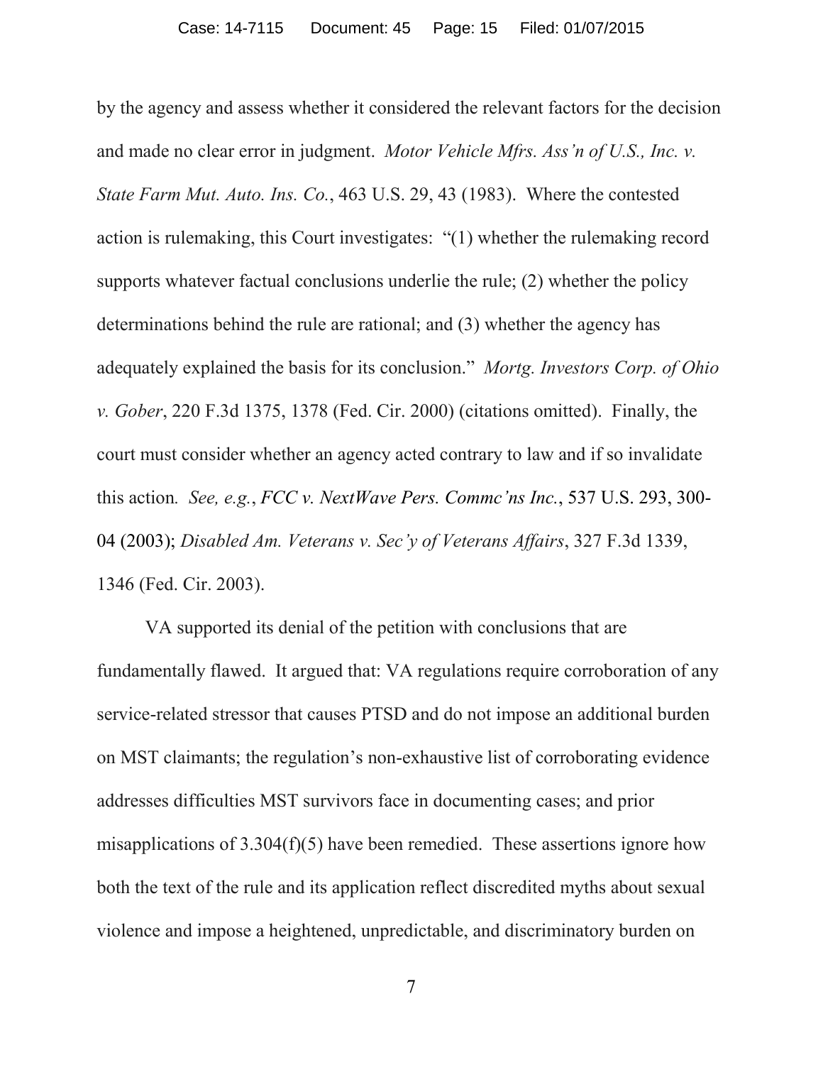by the agency and assess whether it considered the relevant factors for the decision and made no clear error in judgment. *Motor Vehicle Mfrs. Ass'n of U.S., Inc. v. State Farm Mut. Auto. Ins. Co.*, 463 U.S. 29, 43 (1983). Where the contested action is rulemaking, this Court investigates: "(1) whether the rulemaking record supports whatever factual conclusions underlie the rule; (2) whether the policy determinations behind the rule are rational; and (3) whether the agency has adequately explained the basis for its conclusion." *Mortg. Investors Corp. of Ohio v. Gober*, 220 F.3d 1375, 1378 (Fed. Cir. 2000) (citations omitted). Finally, the court must consider whether an agency acted contrary to law and if so invalidate this action. *See, e.g.*, *FCC v. NextWave Pers. Commc'ns Inc.*, 537 U.S. 293, 300-04 (2003); *Disabled Am. Veterans v. Sec'y of Veterans Affairs*, 327 F.3d 1339, 1346 (Fed. Cir. 2003).

VA supported its denial of the petition with conclusions that are fundamentally flawed. It argued that: VA regulations require corroboration of any service-related stressor that causes PTSD and do not impose an additional burden on MST claimants; the regulation's non-exhaustive list of corroborating evidence addresses difficulties MST survivors face in documenting cases; and prior misapplications of 3.304(f)(5) have been remedied. These assertions ignore how both the text of the rule and its application reflect discredited myths about sexual violence and impose a heightened, unpredictable, and discriminatory burden on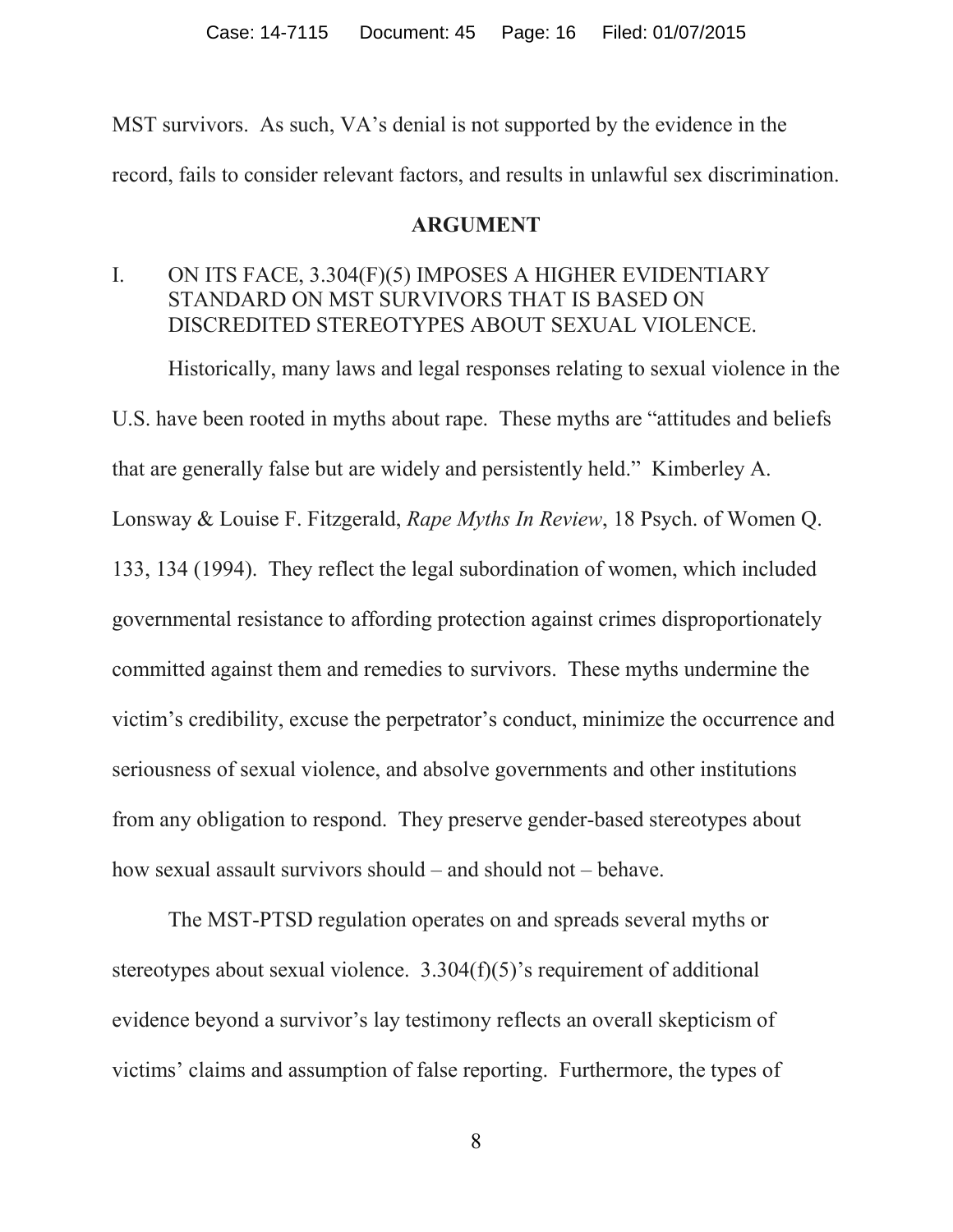MST survivors. As such, VA's denial is not supported by the evidence in the record, fails to consider relevant factors, and results in unlawful sex discrimination.

## ARGUMENT

### I. ON ITS FACE, 3.304(F)(5) IMPOSES A HIGHER EVIDENTIARY STANDARD ON MST SURVIVORS THAT IS BASED ON DISCREDITED STEREOTYPES ABOUT SEXUAL VIOLENCE.

Historically, many laws and legal responses relating to sexual violence in the U.S. have been rooted in myths about rape. These myths are "attitudes and beliefs that are generally false but are widely and persistently held." Kimberley A. Lonsway & Louise F. Fitzgerald, *Rape Myths In Review*, 18 Psych. of Women Q. 133, 134 (1994). They reflect the legal subordination of women, which included governmental resistance to affording protection against crimes disproportionately committed against them and remedies to survivors. These myths undermine the victim's credibility, excuse the perpetrator's conduct, minimize the occurrence and seriousness of sexual violence, and absolve governments and other institutions from any obligation to respond. They preserve gender-based stereotypes about how sexual assault survivors should – and should not – behave.

The MST-PTSD regulation operates on and spreads several myths or stereotypes about sexual violence. 3.304(f)(5)'s requirement of additional evidence beyond a survivor's lay testimony reflects an overall skepticism of victims' claims and assumption of false reporting. Furthermore, the types of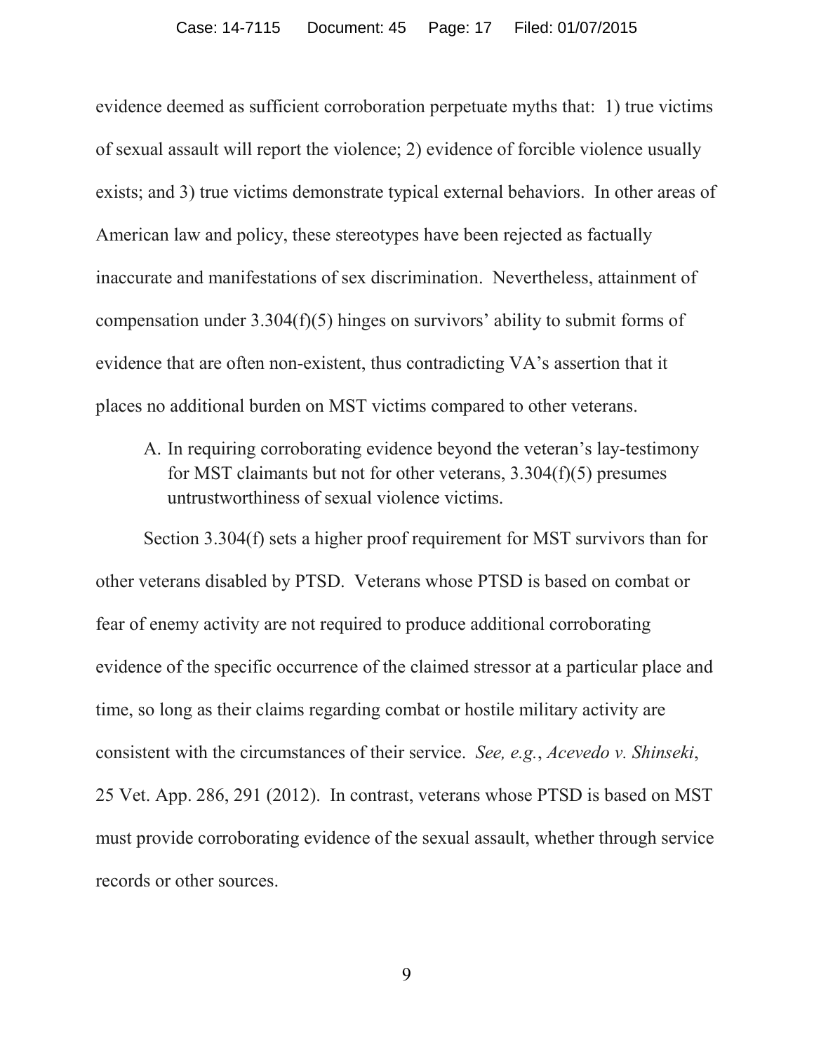evidence deemed as sufficient corroboration perpetuate myths that: 1) true victims of sexual assault will report the violence; 2) evidence of forcible violence usually exists; and 3) true victims demonstrate typical external behaviors. In other areas of American law and policy, these stereotypes have been rejected as factually inaccurate and manifestations of sex discrimination. Nevertheless, attainment of compensation under 3.304(f)(5) hinges on survivors' ability to submit forms of evidence that are often non-existent, thus contradicting VA's assertion that it places no additional burden on MST victims compared to other veterans.

A. In requiring corroborating evidence beyond the veteran's lay-testimony for MST claimants but not for other veterans, 3.304(f)(5) presumes untrustworthiness of sexual violence victims.

Section 3.304(f) sets a higher proof requirement for MST survivors than for other veterans disabled by PTSD. Veterans whose PTSD is based on combat or fear of enemy activity are not required to produce additional corroborating evidence of the specific occurrence of the claimed stressor at a particular place and time, so long as their claims regarding combat or hostile military activity are consistent with the circumstances of their service. *See, e.g.*, *Acevedo v. Shinseki*, 25 Vet. App. 286, 291 (2012). In contrast, veterans whose PTSD is based on MST must provide corroborating evidence of the sexual assault, whether through service records or other sources.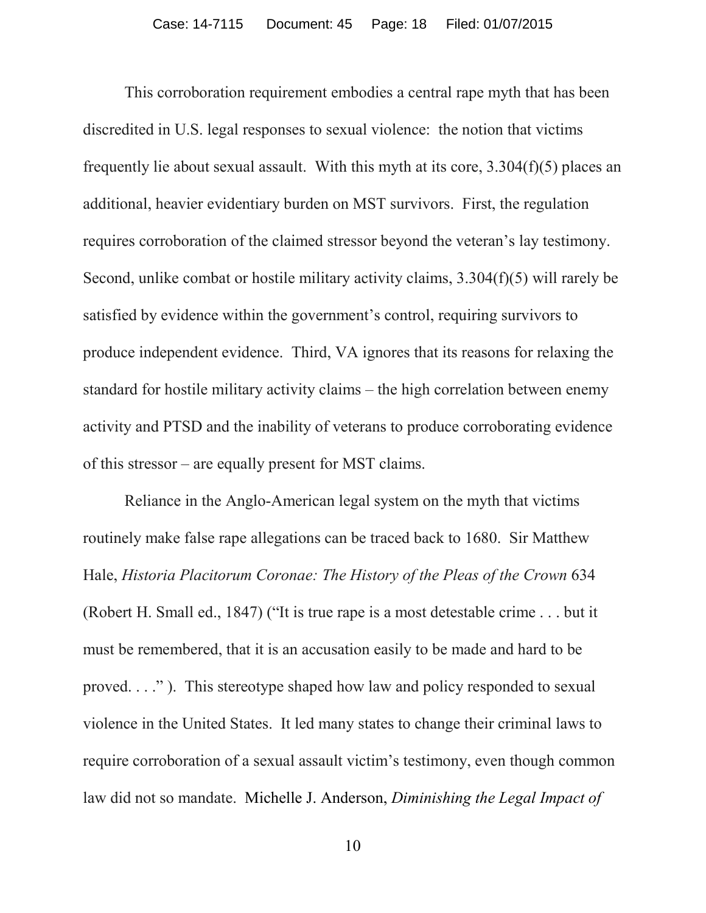This corroboration requirement embodies a central rape myth that has been discredited in U.S. legal responses to sexual violence: the notion that victims frequently lie about sexual assault. With this myth at its core, 3.304(f)(5) places an additional, heavier evidentiary burden on MST survivors. First, the regulation requires corroboration of the claimed stressor beyond the veteran's lay testimony. Second, unlike combat or hostile military activity claims, 3.304(f)(5) will rarely be satisfied by evidence within the government's control, requiring survivors to produce independent evidence. Third, VA ignores that its reasons for relaxing the standard for hostile military activity claims – the high correlation between enemy activity and PTSD and the inability of veterans to produce corroborating evidence of this stressor – are equally present for MST claims.

Reliance in the Anglo-American legal system on the myth that victims routinely make false rape allegations can be traced back to 1680. Sir Matthew Hale, *Historia Placitorum Coronae: The History of the Pleas of the Crown* 634 (Robert H. Small ed., 1847) ("It is true rape is a most detestable crime . . . but it must be remembered, that it is an accusation easily to be made and hard to be proved. . . ." ). This stereotype shaped how law and policy responded to sexual violence in the United States. It led many states to change their criminal laws to require corroboration of a sexual assault victim's testimony, even though common law did not so mandate. Michelle J. Anderson, *Diminishing the Legal Impact of*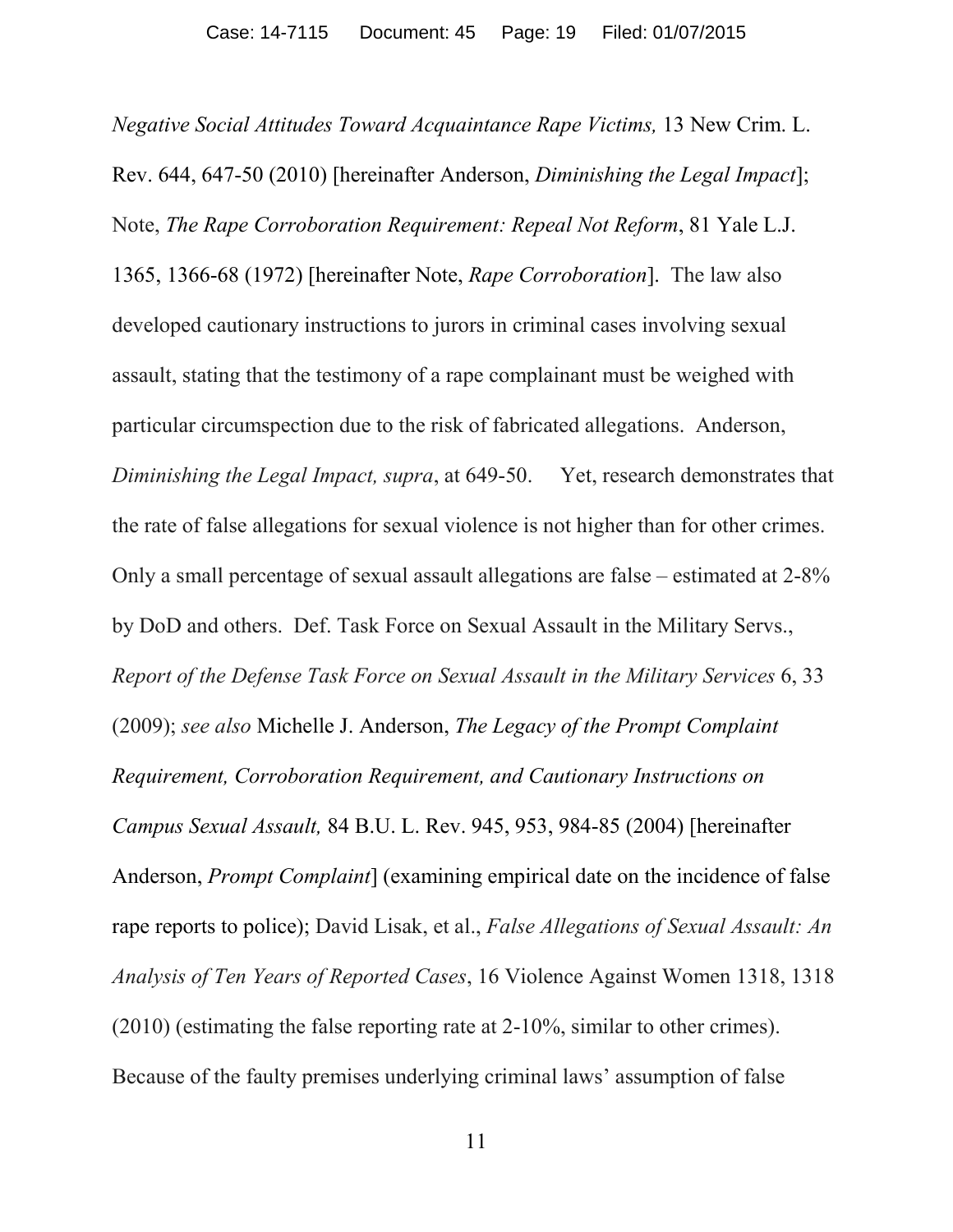*Negative Social Attitudes Toward Acquaintance Rape Victims,* 13 New Crim. L. Rev. 644, 647-50 (2010) [hereinafter Anderson, *Diminishing the Legal Impact*]; Note, *The Rape Corroboration Requirement: Repeal Not Reform*, 81 Yale L.J. 1365, 1366-68 (1972) [hereinafter Note, *Rape Corroboration*]. The law also developed cautionary instructions to jurors in criminal cases involving sexual assault, stating that the testimony of a rape complainant must be weighed with particular circumspection due to the risk of fabricated allegations. Anderson, *Diminishing the Legal Impact, supra*, at 649-50. Yet, research demonstrates that the rate of false allegations for sexual violence is not higher than for other crimes. Only a small percentage of sexual assault allegations are false – estimated at 2-8% by DoD and others. Def. Task Force on Sexual Assault in the Military Servs., *Report of the Defense Task Force on Sexual Assault in the Military Services* 6, 33 (2009); *see also* Michelle J. Anderson, *The Legacy of the Prompt Complaint Requirement, Corroboration Requirement, and Cautionary Instructions on Campus Sexual Assault,* 84 B.U. L. Rev. 945, 953, 984-85 (2004) [hereinafter Anderson, *Prompt Complaint*] (examining empirical date on the incidence of false rape reports to police); David Lisak, et al., *False Allegations of Sexual Assault: An Analysis of Ten Years of Reported Cases*, 16 Violence Against Women 1318, 1318 (2010) (estimating the false reporting rate at 2-10%, similar to other crimes). Because of the faulty premises underlying criminal laws' assumption of false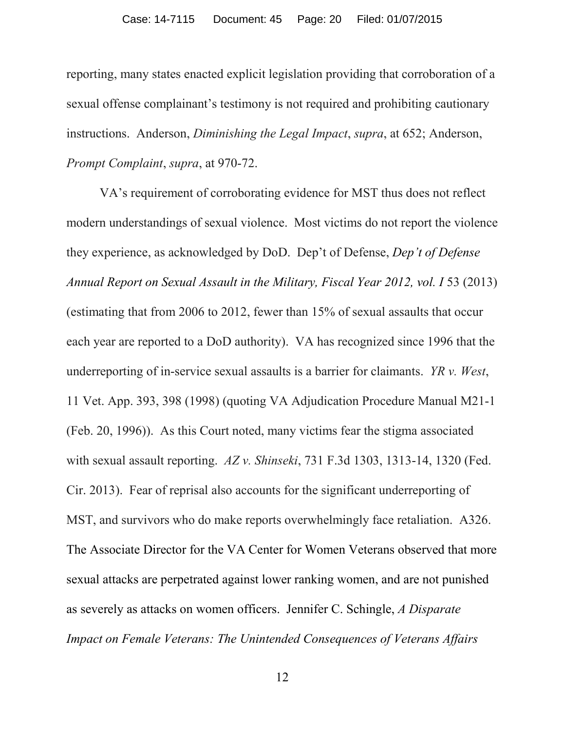reporting, many states enacted explicit legislation providing that corroboration of a sexual offense complainant's testimony is not required and prohibiting cautionary instructions. Anderson, *Diminishing the Legal Impact*, *supra*, at 652; Anderson, *Prompt Complaint*, *supra*, at 970-72.

VA's requirement of corroborating evidence for MST thus does not reflect modern understandings of sexual violence. Most victims do not report the violence they experience, as acknowledged by DoD. Dep't of Defense, *Dep't of Defense Annual Report on Sexual Assault in the Military, Fiscal Year 2012, vol. I* 53 (2013) (estimating that from 2006 to 2012, fewer than 15% of sexual assaults that occur each year are reported to a DoD authority). VA has recognized since 1996 that the underreporting of in-service sexual assaults is a barrier for claimants. *YR v. West*, 11 Vet. App. 393, 398 (1998) (quoting VA Adjudication Procedure Manual M21-1 (Feb. 20, 1996)). As this Court noted, many victims fear the stigma associated with sexual assault reporting. *AZ v. Shinseki*, 731 F.3d 1303, 1313-14, 1320 (Fed. Cir. 2013). Fear of reprisal also accounts for the significant underreporting of MST, and survivors who do make reports overwhelmingly face retaliation. A326. The Associate Director for the VA Center for Women Veterans observed that more sexual attacks are perpetrated against lower ranking women, and are not punished as severely as attacks on women officers. Jennifer C. Schingle, *A Disparate Impact on Female Veterans: The Unintended Consequences of Veterans Affairs*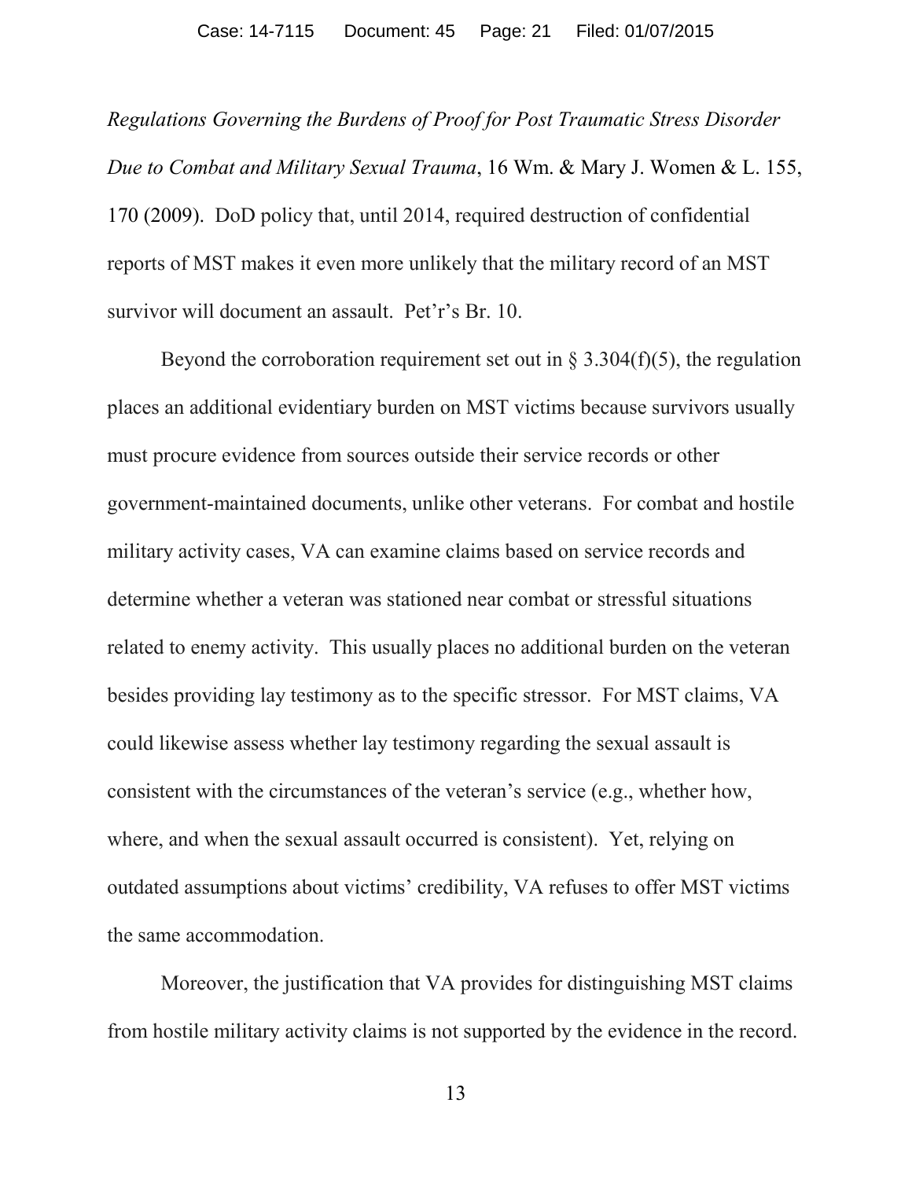*Regulations Governing the Burdens of Proof for Post Traumatic Stress Disorder Due to Combat and Military Sexual Trauma*, 16 Wm. & Mary J. Women & L. 155, 170 (2009). DoD policy that, until 2014, required destruction of confidential reports of MST makes it even more unlikely that the military record of an MST survivor will document an assault. Pet'r's Br. 10.

Beyond the corroboration requirement set out in § 3.304(f)(5), the regulation places an additional evidentiary burden on MST victims because survivors usually must procure evidence from sources outside their service records or other government-maintained documents, unlike other veterans. For combat and hostile military activity cases, VA can examine claims based on service records and determine whether a veteran was stationed near combat or stressful situations related to enemy activity. This usually places no additional burden on the veteran besides providing lay testimony as to the specific stressor. For MST claims, VA could likewise assess whether lay testimony regarding the sexual assault is consistent with the circumstances of the veteran's service (e.g., whether how, where, and when the sexual assault occurred is consistent). Yet, relying on outdated assumptions about victims' credibility, VA refuses to offer MST victims the same accommodation.

Moreover, the justification that VA provides for distinguishing MST claims from hostile military activity claims is not supported by the evidence in the record.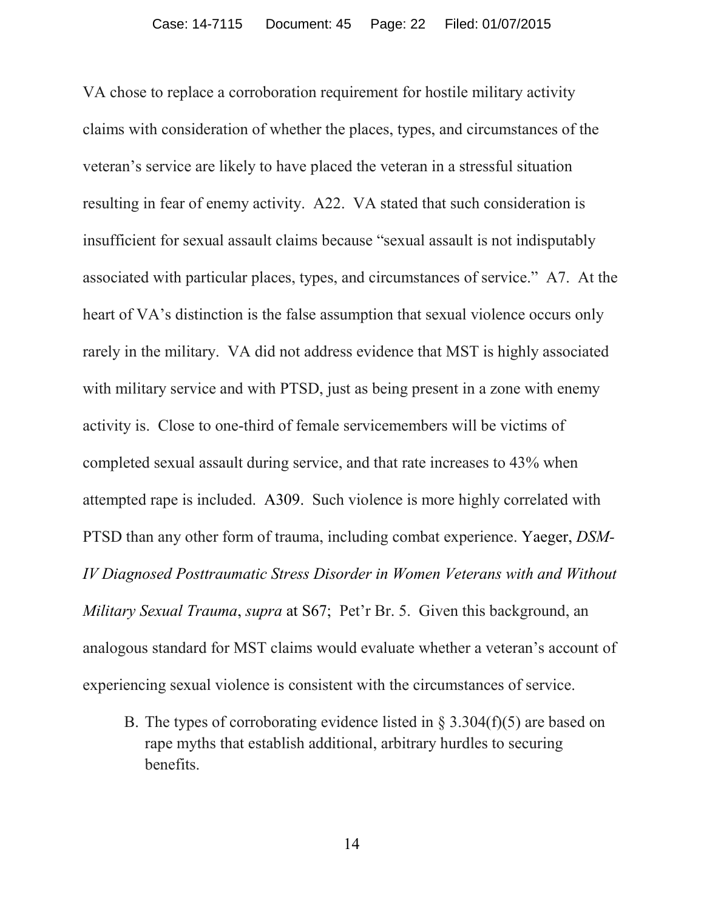VA chose to replace a corroboration requirement for hostile military activity claims with consideration of whether the places, types, and circumstances of the veteran's service are likely to have placed the veteran in a stressful situation resulting in fear of enemy activity. A22. VA stated that such consideration is insufficient for sexual assault claims because "sexual assault is not indisputably associated with particular places, types, and circumstances of service." A7. At the heart of VA's distinction is the false assumption that sexual violence occurs only rarely in the military. VA did not address evidence that MST is highly associated with military service and with PTSD, just as being present in a zone with enemy activity is. Close to one-third of female servicemembers will be victims of completed sexual assault during service, and that rate increases to 43% when attempted rape is included. A309. Such violence is more highly correlated with PTSD than any other form of trauma, including combat experience. Yaeger, *DSM-IV Diagnosed Posttraumatic Stress Disorder in Women Veterans with and Without Military Sexual Trauma*, *supra* at S67; Pet'r Br. 5. Given this background, an analogous standard for MST claims would evaluate whether a veteran's account of experiencing sexual violence is consistent with the circumstances of service.

B. The types of corroborating evidence listed in § 3.304(f)(5) are based on rape myths that establish additional, arbitrary hurdles to securing benefits.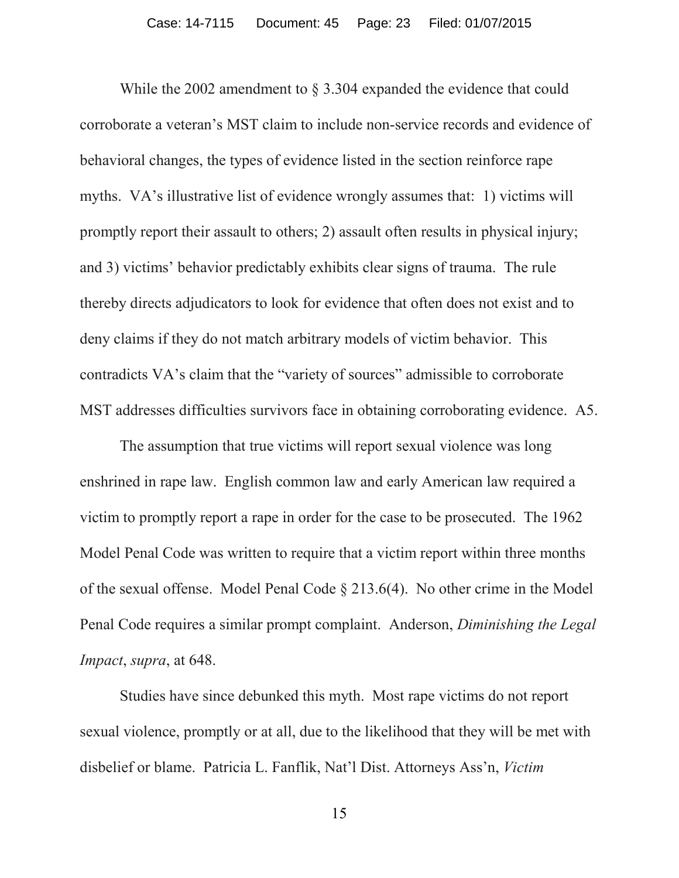While the 2002 amendment to § 3.304 expanded the evidence that could corroborate a veteran's MST claim to include non-service records and evidence of behavioral changes, the types of evidence listed in the section reinforce rape myths. VA's illustrative list of evidence wrongly assumes that: 1) victims will promptly report their assault to others; 2) assault often results in physical injury; and 3) victims' behavior predictably exhibits clear signs of trauma. The rule thereby directs adjudicators to look for evidence that often does not exist and to deny claims if they do not match arbitrary models of victim behavior. This contradicts VA's claim that the "variety of sources" admissible to corroborate MST addresses difficulties survivors face in obtaining corroborating evidence. A5.

The assumption that true victims will report sexual violence was long enshrined in rape law. English common law and early American law required a victim to promptly report a rape in order for the case to be prosecuted. The 1962 Model Penal Code was written to require that a victim report within three months of the sexual offense. Model Penal Code § 213.6(4). No other crime in the Model Penal Code requires a similar prompt complaint. Anderson, *Diminishing the Legal Impact*, *supra*, at 648.

Studies have since debunked this myth. Most rape victims do not report sexual violence, promptly or at all, due to the likelihood that they will be met with disbelief or blame. Patricia L. Fanflik, Nat'l Dist. Attorneys Ass'n, *Victim*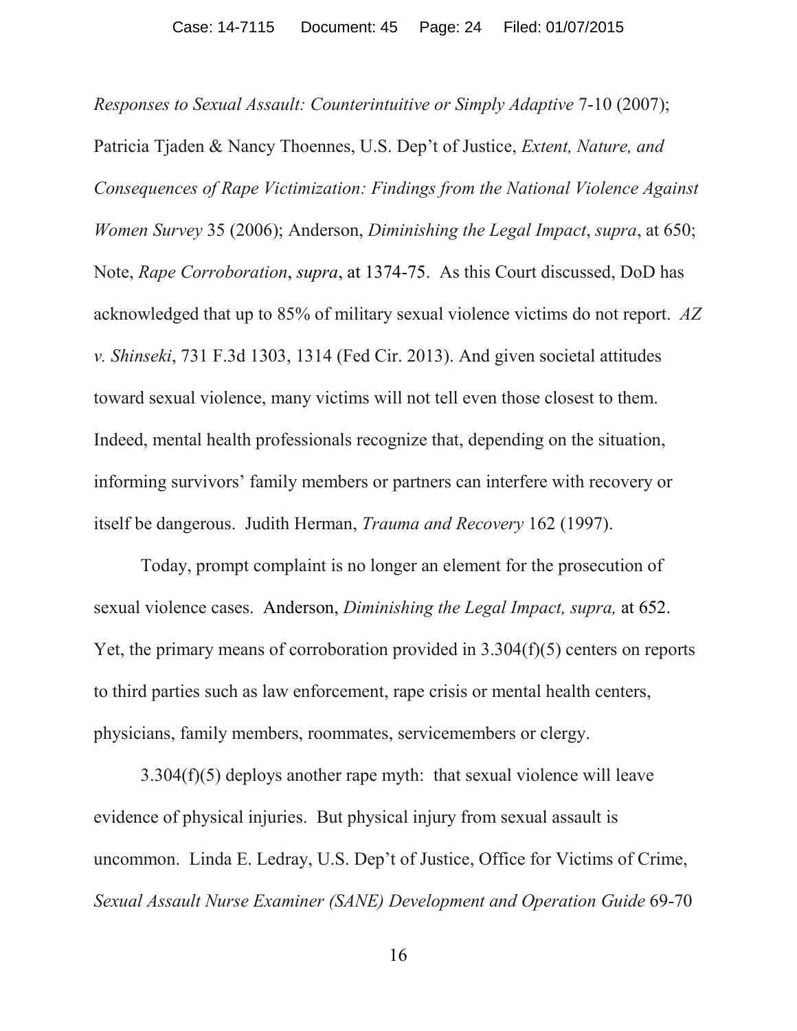*Responses to Sexual Assault: Counterintuitive or Simply Adaptive* 7-10 (2007); Patricia Tjaden & Nancy Thoennes, U.S. Dep't of Justice, *Extent, Nature, and Consequences of Rape Victimization: Findings from the National Violence Against Women Survey* 35 (2006); Anderson, *Diminishing the Legal Impact*, *supra*, at 650; Note, *Rape Corroboration*, *supra*, at 1374-75. As this Court discussed, DoD has acknowledged that up to 85% of military sexual violence victims do not report. *AZ v. Shinseki*, 731 F.3d 1303, 1314 (Fed Cir. 2013). And given societal attitudes toward sexual violence, many victims will not tell even those closest to them. Indeed, mental health professionals recognize that, depending on the situation, informing survivors' family members or partners can interfere with recovery or itself be dangerous. Judith Herman, *Trauma and Recovery* 162 (1997).

Today, prompt complaint is no longer an element for the prosecution of sexual violence cases. Anderson, *Diminishing the Legal Impact, supra,* at 652. Yet, the primary means of corroboration provided in 3.304(f)(5) centers on reports to third parties such as law enforcement, rape crisis or mental health centers, physicians, family members, roommates, servicemembers or clergy.

3.304(f)(5) deploys another rape myth: that sexual violence will leave evidence of physical injuries. But physical injury from sexual assault is uncommon. Linda E. Ledray, U.S. Dep't of Justice, Office for Victims of Crime, *Sexual Assault Nurse Examiner (SANE) Development and Operation Guide* 69-70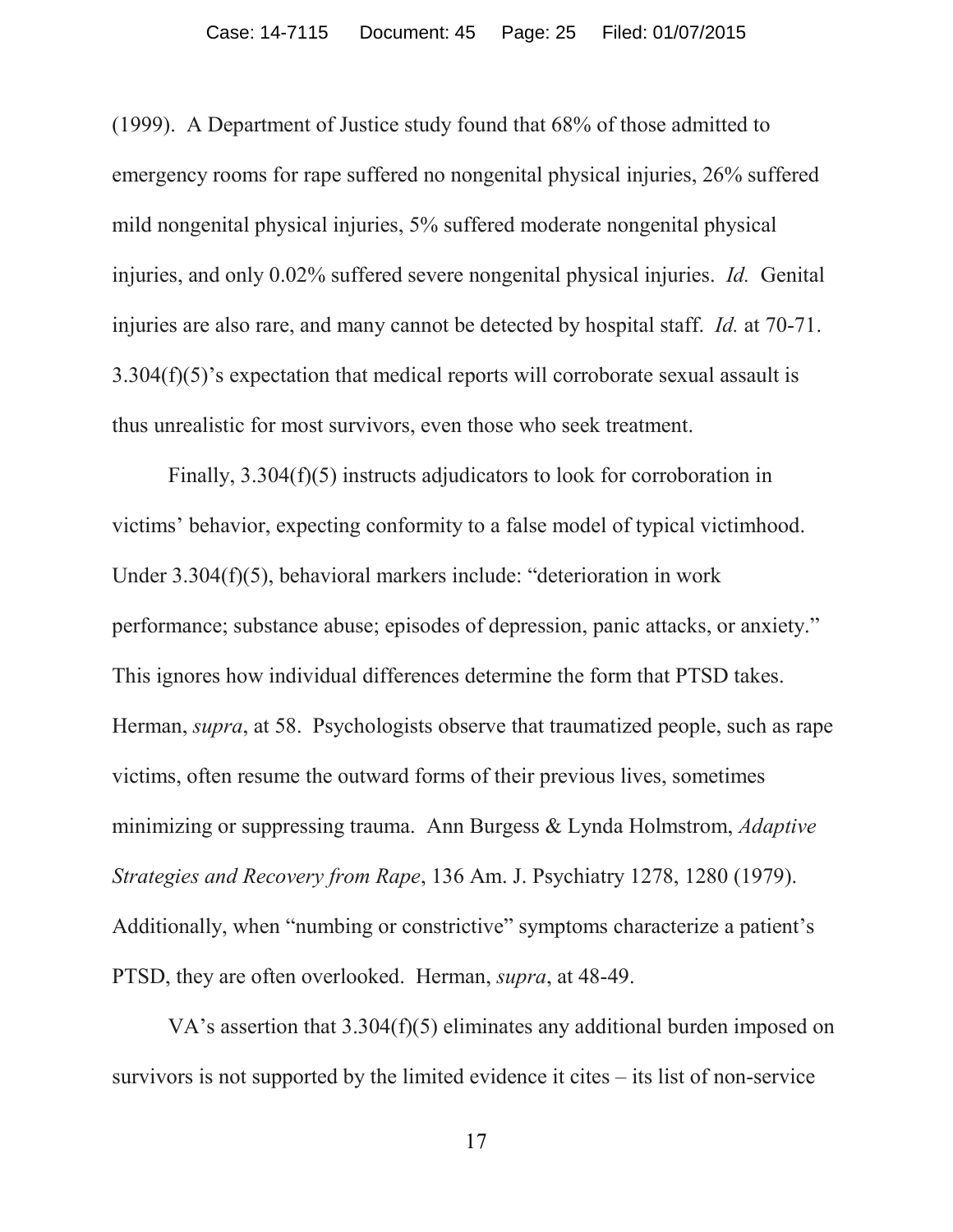(1999). A Department of Justice study found that 68% of those admitted to emergency rooms for rape suffered no nongenital physical injuries, 26% suffered mild nongenital physical injuries, 5% suffered moderate nongenital physical injuries, and only 0.02% suffered severe nongenital physical injuries. *Id.* Genital injuries are also rare, and many cannot be detected by hospital staff. *Id.* at 70-71. 3.304(f)(5)'s expectation that medical reports will corroborate sexual assault is thus unrealistic for most survivors, even those who seek treatment.

Finally, 3.304(f)(5) instructs adjudicators to look for corroboration in victims' behavior, expecting conformity to a false model of typical victimhood. Under 3.304(f)(5), behavioral markers include: "deterioration in work performance; substance abuse; episodes of depression, panic attacks, or anxiety." This ignores how individual differences determine the form that PTSD takes. Herman, *supra*, at 58. Psychologists observe that traumatized people, such as rape victims, often resume the outward forms of their previous lives, sometimes minimizing or suppressing trauma. Ann Burgess & Lynda Holmstrom, *Adaptive Strategies and Recovery from Rape*, 136 Am. J. Psychiatry 1278, 1280 (1979). Additionally, when "numbing or constrictive" symptoms characterize a patient's PTSD, they are often overlooked. Herman, *supra*, at 48-49.

VA's assertion that 3.304(f)(5) eliminates any additional burden imposed on survivors is not supported by the limited evidence it cites – its list of non-service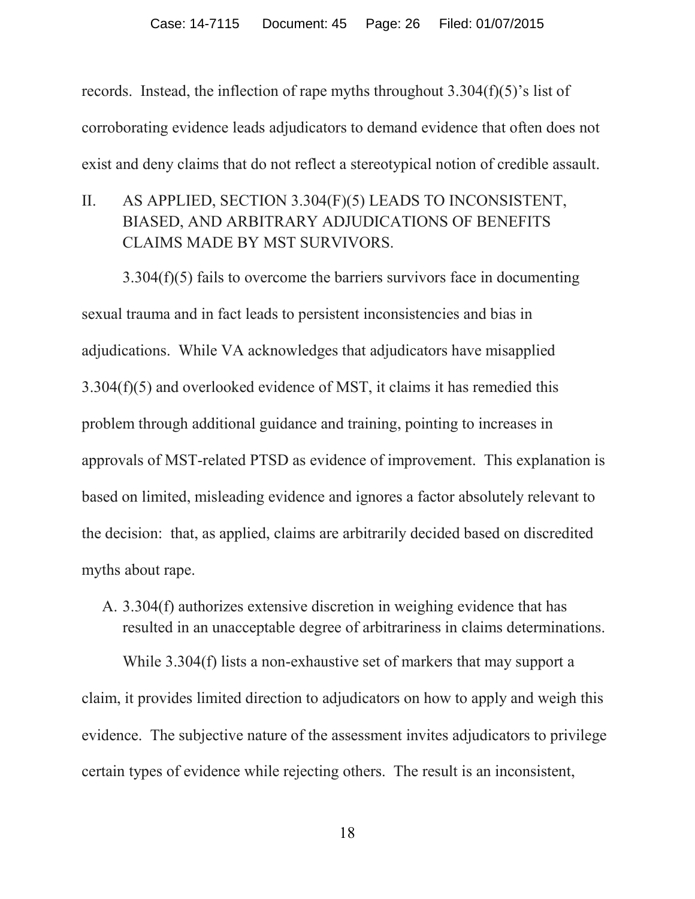records. Instead, the inflection of rape myths throughout 3.304(f)(5)'s list of corroborating evidence leads adjudicators to demand evidence that often does not exist and deny claims that do not reflect a stereotypical notion of credible assault.

## II. AS APPLIED, SECTION 3.304(F)(5) LEADS TO INCONSISTENT, BIASED, AND ARBITRARY ADJUDICATIONS OF BENEFITS CLAIMS MADE BY MST SURVIVORS.

3.304(f)(5) fails to overcome the barriers survivors face in documenting sexual trauma and in fact leads to persistent inconsistencies and bias in adjudications. While VA acknowledges that adjudicators have misapplied 3.304(f)(5) and overlooked evidence of MST, it claims it has remedied this problem through additional guidance and training, pointing to increases in approvals of MST-related PTSD as evidence of improvement. This explanation is based on limited, misleading evidence and ignores a factor absolutely relevant to the decision: that, as applied, claims are arbitrarily decided based on discredited myths about rape.

### A. 3.304(f) authorizes extensive discretion in weighing evidence that has resulted in an unacceptable degree of arbitrariness in claims determinations.

While 3.304(f) lists a non-exhaustive set of markers that may support a claim, it provides limited direction to adjudicators on how to apply and weigh this evidence. The subjective nature of the assessment invites adjudicators to privilege certain types of evidence while rejecting others. The result is an inconsistent,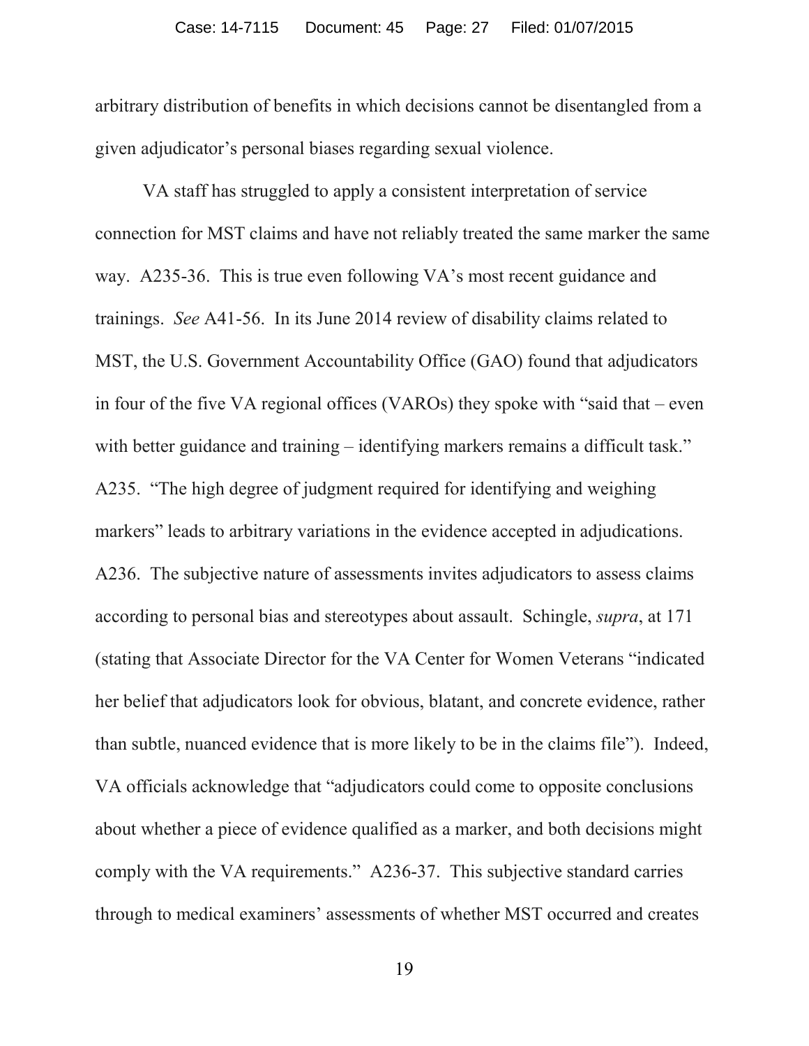arbitrary distribution of benefits in which decisions cannot be disentangled from a given adjudicator's personal biases regarding sexual violence.

VA staff has struggled to apply a consistent interpretation of service connection for MST claims and have not reliably treated the same marker the same way. A235-36. This is true even following VA's most recent guidance and trainings. *See* A41-56. In its June 2014 review of disability claims related to MST, the U.S. Government Accountability Office (GAO) found that adjudicators in four of the five VA regional offices (VAROs) they spoke with "said that – even with better guidance and training – identifying markers remains a difficult task." A235. "The high degree of judgment required for identifying and weighing markers" leads to arbitrary variations in the evidence accepted in adjudications. A236. The subjective nature of assessments invites adjudicators to assess claims according to personal bias and stereotypes about assault. Schingle, *supra*, at 171 (stating that Associate Director for the VA Center for Women Veterans "indicated her belief that adjudicators look for obvious, blatant, and concrete evidence, rather than subtle, nuanced evidence that is more likely to be in the claims file"). Indeed, VA officials acknowledge that "adjudicators could come to opposite conclusions about whether a piece of evidence qualified as a marker, and both decisions might comply with the VA requirements." A236-37. This subjective standard carries through to medical examiners' assessments of whether MST occurred and creates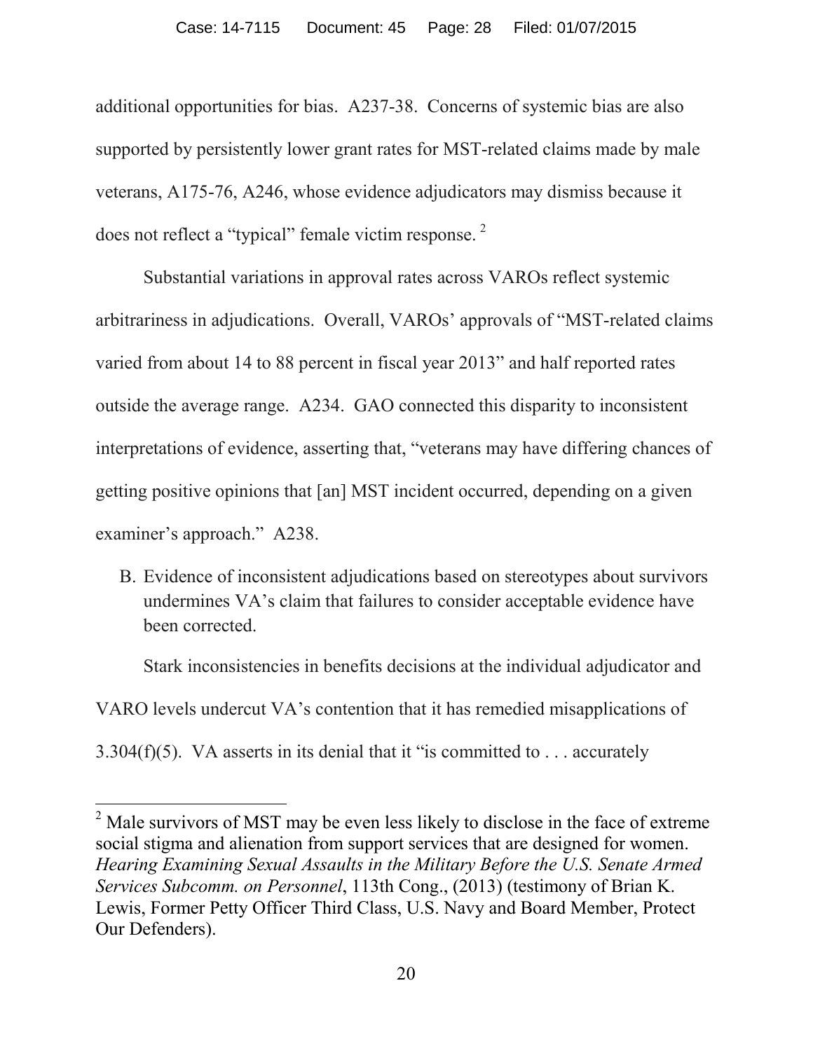additional opportunities for bias. A237-38. Concerns of systemic bias are also supported by persistently lower grant rates for MST-related claims made by male veterans, A175-76, A246, whose evidence adjudicators may dismiss because it does not reflect a "typical" female victim response.[2]

Substantial variations in approval rates across VAROs reflect systemic arbitrariness in adjudications. Overall, VAROs' approvals of "MST-related claims varied from about 14 to 88 percent in fiscal year 2013" and half reported rates outside the average range. A234. GAO connected this disparity to inconsistent interpretations of evidence, asserting that, "veterans may have differing chances of getting positive opinions that [an] MST incident occurred, depending on a given examiner's approach." A238.

B. Evidence of inconsistent adjudications based on stereotypes about survivors undermines VA's claim that failures to consider acceptable evidence have been corrected.

Stark inconsistencies in benefits decisions at the individual adjudicator and VARO levels undercut VA's contention that it has remedied misapplications of 3.304(f)(5). VA asserts in its denial that it "is committed to . . . accurately

---

[2] Male survivors of MST may be even less likely to disclose in the face of extreme social stigma and alienation from support services that are designed for women. *Hearing Examining Sexual Assaults in the Military Before the U.S. Senate Armed Services Subcomm. on Personnel*, 113th Cong., (2013) (testimony of Brian K. Lewis, Former Petty Officer Third Class, U.S. Navy and Board Member, Protect Our Defenders).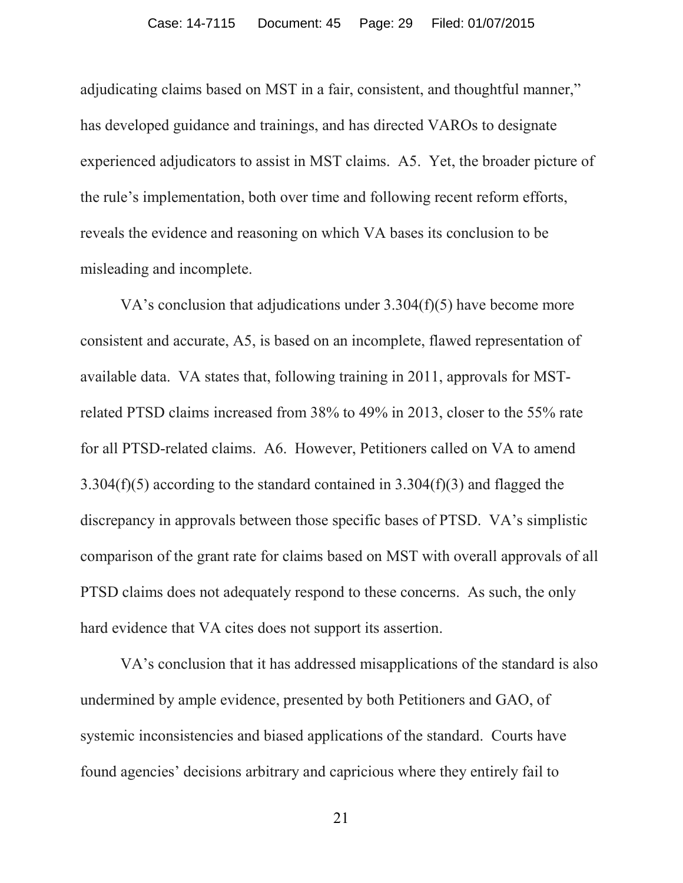adjudicating claims based on MST in a fair, consistent, and thoughtful manner," has developed guidance and trainings, and has directed VAROs to designate experienced adjudicators to assist in MST claims. A5. Yet, the broader picture of the rule's implementation, both over time and following recent reform efforts, reveals the evidence and reasoning on which VA bases its conclusion to be misleading and incomplete.

VA's conclusion that adjudications under 3.304(f)(5) have become more consistent and accurate, A5, is based on an incomplete, flawed representation of available data. VA states that, following training in 2011, approvals for MST-related PTSD claims increased from 38% to 49% in 2013, closer to the 55% rate for all PTSD-related claims. A6. However, Petitioners called on VA to amend 3.304(f)(5) according to the standard contained in 3.304(f)(3) and flagged the discrepancy in approvals between those specific bases of PTSD. VA's simplistic comparison of the grant rate for claims based on MST with overall approvals of all PTSD claims does not adequately respond to these concerns. As such, the only hard evidence that VA cites does not support its assertion.

VA's conclusion that it has addressed misapplications of the standard is also undermined by ample evidence, presented by both Petitioners and GAO, of systemic inconsistencies and biased applications of the standard. Courts have found agencies' decisions arbitrary and capricious where they entirely fail to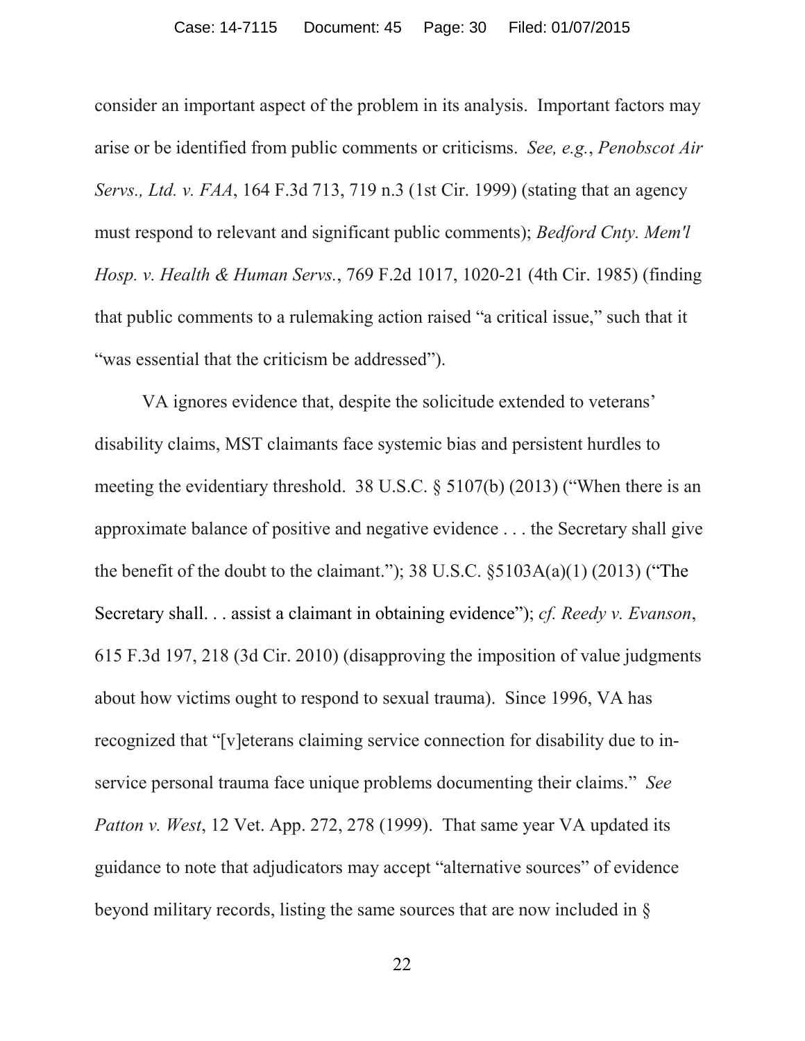consider an important aspect of the problem in its analysis. Important factors may arise or be identified from public comments or criticisms. *See, e.g.*, *Penobscot Air Servs., Ltd. v. FAA*, 164 F.3d 713, 719 n.3 (1st Cir. 1999) (stating that an agency must respond to relevant and significant public comments); *Bedford Cnty. Mem'l Hosp. v. Health & Human Servs.*, 769 F.2d 1017, 1020-21 (4th Cir. 1985) (finding that public comments to a rulemaking action raised "a critical issue," such that it "was essential that the criticism be addressed").

VA ignores evidence that, despite the solicitude extended to veterans' disability claims, MST claimants face systemic bias and persistent hurdles to meeting the evidentiary threshold. 38 U.S.C. § 5107(b) (2013) ("When there is an approximate balance of positive and negative evidence . . . the Secretary shall give the benefit of the doubt to the claimant."); 38 U.S.C. §5103A(a)(1) (2013) ("The Secretary shall. . . assist a claimant in obtaining evidence"); *cf. Reedy v. Evanson*, 615 F.3d 197, 218 (3d Cir. 2010) (disapproving the imposition of value judgments about how victims ought to respond to sexual trauma). Since 1996, VA has recognized that "[v]eterans claiming service connection for disability due to in-service personal trauma face unique problems documenting their claims." *See Patton v. West*, 12 Vet. App. 272, 278 (1999). That same year VA updated its guidance to note that adjudicators may accept "alternative sources" of evidence beyond military records, listing the same sources that are now included in §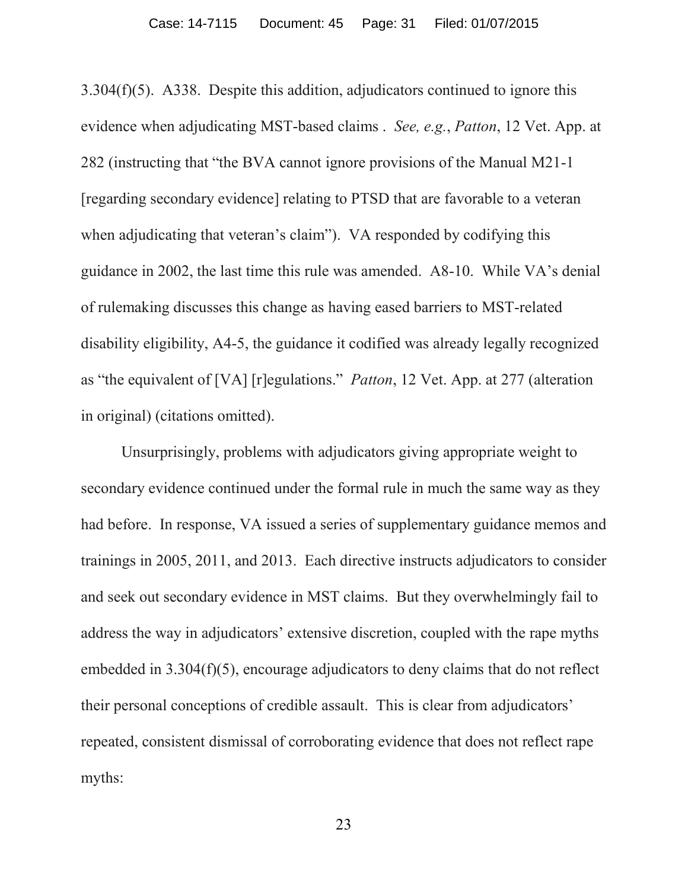3.304(f)(5). A338. Despite this addition, adjudicators continued to ignore this evidence when adjudicating MST-based claims . *See, e.g.*, *Patton*, 12 Vet. App. at 282 (instructing that "the BVA cannot ignore provisions of the Manual M21-1 [regarding secondary evidence] relating to PTSD that are favorable to a veteran when adjudicating that veteran's claim"). VA responded by codifying this guidance in 2002, the last time this rule was amended. A8-10. While VA's denial of rulemaking discusses this change as having eased barriers to MST-related disability eligibility, A4-5, the guidance it codified was already legally recognized as "the equivalent of [VA] [r]egulations." *Patton*, 12 Vet. App. at 277 (alteration in original) (citations omitted).

Unsurprisingly, problems with adjudicators giving appropriate weight to secondary evidence continued under the formal rule in much the same way as they had before. In response, VA issued a series of supplementary guidance memos and trainings in 2005, 2011, and 2013. Each directive instructs adjudicators to consider and seek out secondary evidence in MST claims. But they overwhelmingly fail to address the way in adjudicators' extensive discretion, coupled with the rape myths embedded in 3.304(f)(5), encourage adjudicators to deny claims that do not reflect their personal conceptions of credible assault. This is clear from adjudicators' repeated, consistent dismissal of corroborating evidence that does not reflect rape myths: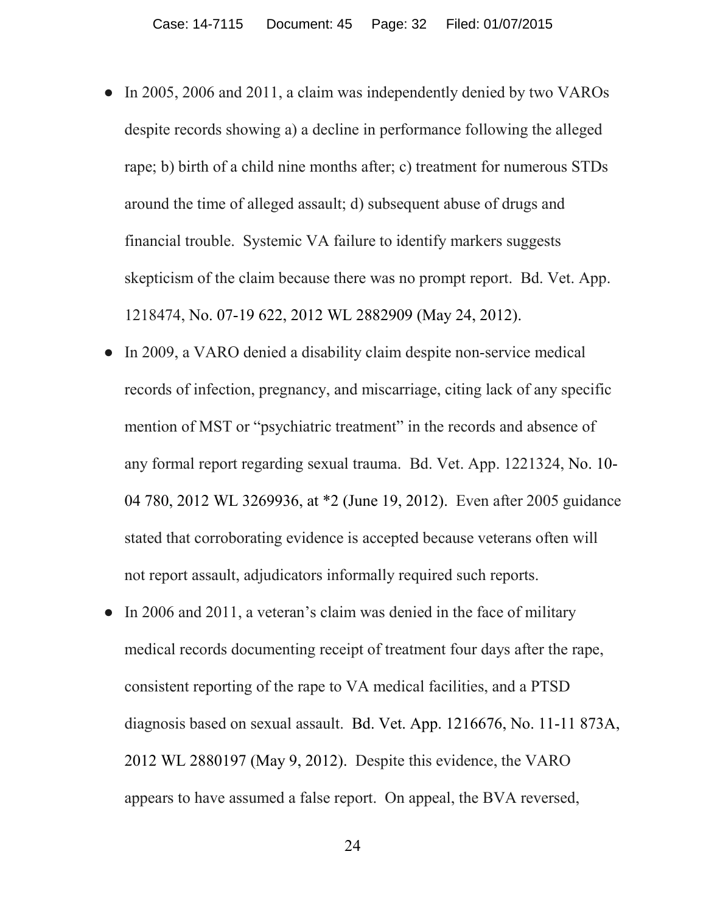- In 2005, 2006 and 2011, a claim was independently denied by two VAROs despite records showing a) a decline in performance following the alleged rape; b) birth of a child nine months after; c) treatment for numerous STDs around the time of alleged assault; d) subsequent abuse of drugs and financial trouble. Systemic VA failure to identify markers suggests skepticism of the claim because there was no prompt report. Bd. Vet. App. 1218474, No. 07-19 622, 2012 WL 2882909 (May 24, 2012).
- In 2009, a VARO denied a disability claim despite non-service medical records of infection, pregnancy, and miscarriage, citing lack of any specific mention of MST or "psychiatric treatment" in the records and absence of any formal report regarding sexual trauma. Bd. Vet. App. 1221324, No. 10-04 780, 2012 WL 3269936, at *2 (June 19, 2012). Even after 2005 guidance stated that corroborating evidence is accepted because veterans often will not report assault, adjudicators informally required such reports.
- In 2006 and 2011, a veteran's claim was denied in the face of military medical records documenting receipt of treatment four days after the rape, consistent reporting of the rape to VA medical facilities, and a PTSD diagnosis based on sexual assault. Bd. Vet. App. 1216676, No. 11-11 873A, 2012 WL 2880197 (May 9, 2012). Despite this evidence, the VARO appears to have assumed a false report. On appeal, the BVA reversed,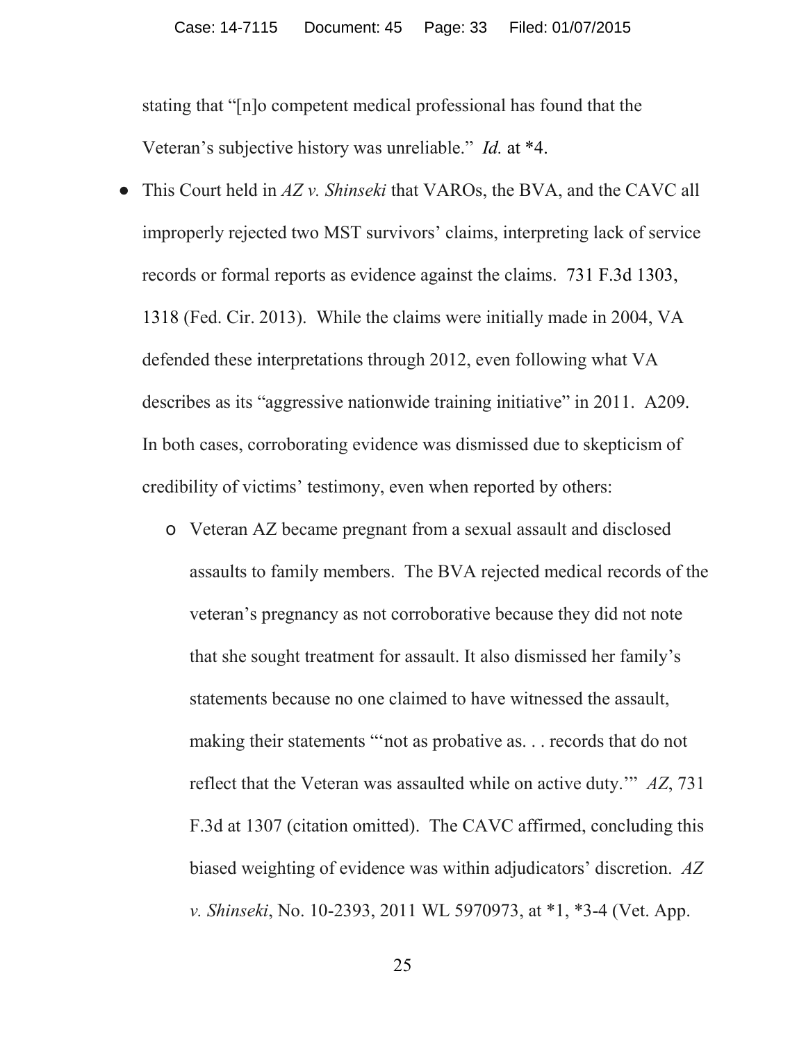stating that "[n]o competent medical professional has found that the Veteran's subjective history was unreliable." *Id.* at *4.

- This Court held in *AZ v. Shinseki* that VAROs, the BVA, and the CAVC all improperly rejected two MST survivors' claims, interpreting lack of service records or formal reports as evidence against the claims. 731 F.3d 1303, 1318 (Fed. Cir. 2013). While the claims were initially made in 2004, VA defended these interpretations through 2012, even following what VA describes as its "aggressive nationwide training initiative" in 2011. A209. In both cases, corroborating evidence was dismissed due to skepticism of credibility of victims' testimony, even when reported by others:
    - Veteran AZ became pregnant from a sexual assault and disclosed assaults to family members. The BVA rejected medical records of the veteran's pregnancy as not corroborative because they did not note that she sought treatment for assault. It also dismissed her family's statements because no one claimed to have witnessed the assault, making their statements "'not as probative as. . . records that do not reflect that the Veteran was assaulted while on active duty.'" *AZ*, 731 F.3d at 1307 (citation omitted). The CAVC affirmed, concluding this biased weighting of evidence was within adjudicators' discretion. *AZ v. Shinseki*, No. 10-2393, 2011 WL 5970973, at *1, *3-4 (Vet. App.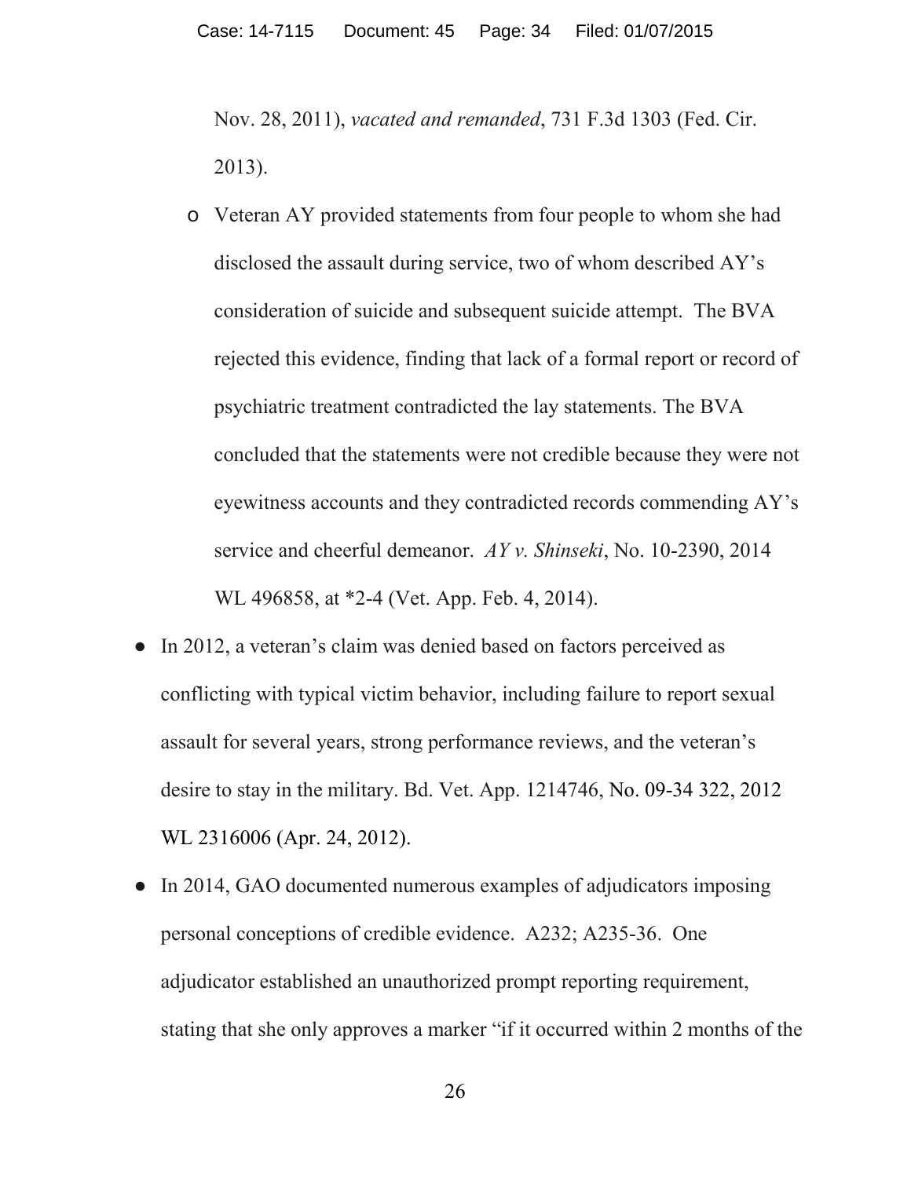Nov. 28, 2011), *vacated and remanded*, 731 F.3d 1303 (Fed. Cir. 2013).

  - Veteran AY provided statements from four people to whom she had disclosed the assault during service, two of whom described AY's consideration of suicide and subsequent suicide attempt. The BVA rejected this evidence, finding that lack of a formal report or record of psychiatric treatment contradicted the lay statements. The BVA concluded that the statements were not credible because they were not eyewitness accounts and they contradicted records commending AY's service and cheerful demeanor. *AY v. Shinseki*, No. 10-2390, 2014 WL 496858, at *2-4 (Vet. App. Feb. 4, 2014).

- In 2012, a veteran's claim was denied based on factors perceived as conflicting with typical victim behavior, including failure to report sexual assault for several years, strong performance reviews, and the veteran's desire to stay in the military. Bd. Vet. App. 1214746, No. 09-34 322, 2012 WL 2316006 (Apr. 24, 2012).

- In 2014, GAO documented numerous examples of adjudicators imposing personal conceptions of credible evidence. A232; A235-36. One adjudicator established an unauthorized prompt reporting requirement, stating that she only approves a marker "if it occurred within 2 months of the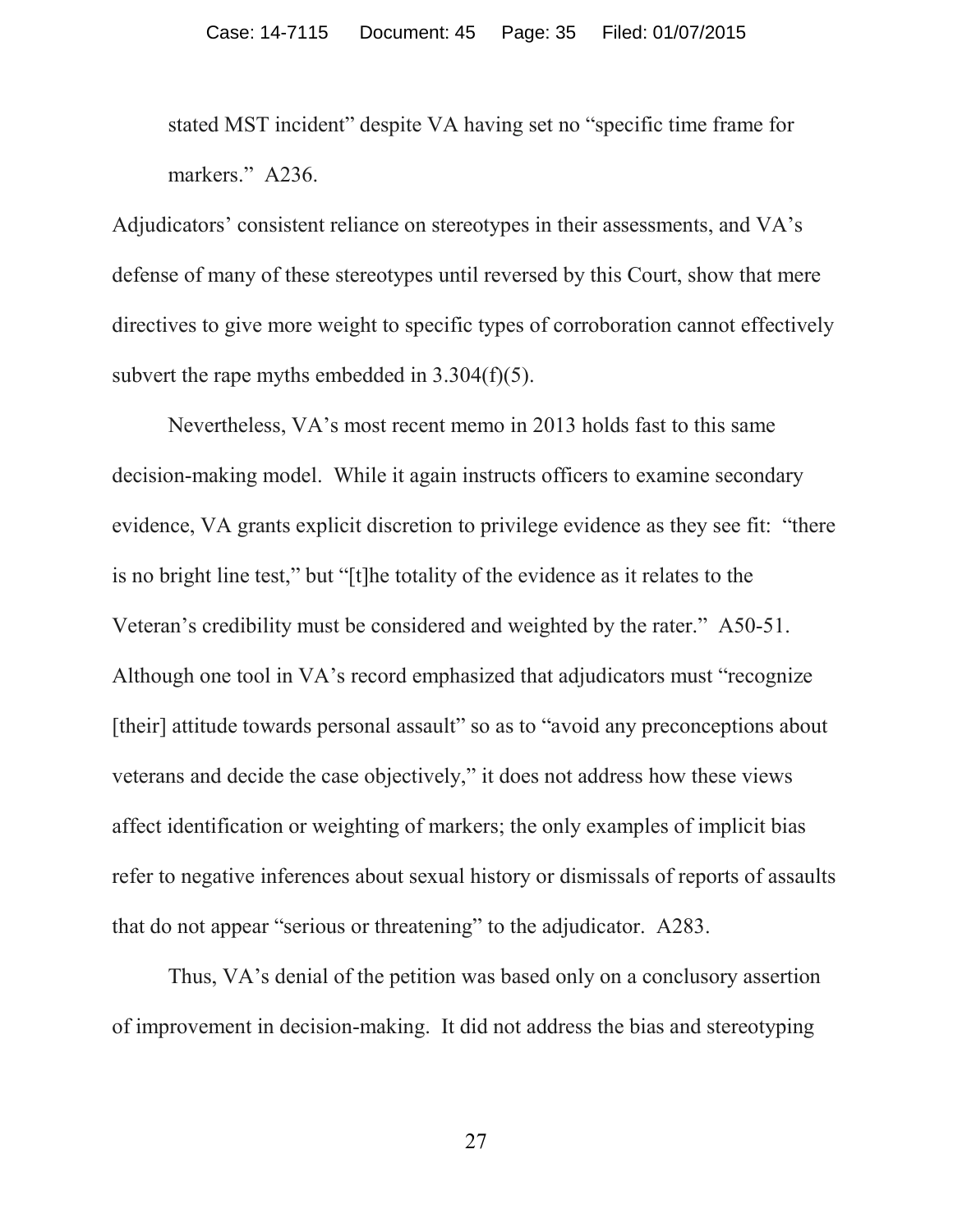stated MST incident" despite VA having set no "specific time frame for markers." A236.

Adjudicators' consistent reliance on stereotypes in their assessments, and VA's defense of many of these stereotypes until reversed by this Court, show that mere directives to give more weight to specific types of corroboration cannot effectively subvert the rape myths embedded in 3.304(f)(5).

Nevertheless, VA's most recent memo in 2013 holds fast to this same decision-making model. While it again instructs officers to examine secondary evidence, VA grants explicit discretion to privilege evidence as they see fit: "there is no bright line test," but "[t]he totality of the evidence as it relates to the Veteran's credibility must be considered and weighted by the rater." A50-51. Although one tool in VA's record emphasized that adjudicators must "recognize [their] attitude towards personal assault" so as to "avoid any preconceptions about veterans and decide the case objectively," it does not address how these views affect identification or weighting of markers; the only examples of implicit bias refer to negative inferences about sexual history or dismissals of reports of assaults that do not appear "serious or threatening" to the adjudicator. A283.

Thus, VA's denial of the petition was based only on a conclusory assertion of improvement in decision-making. It did not address the bias and stereotyping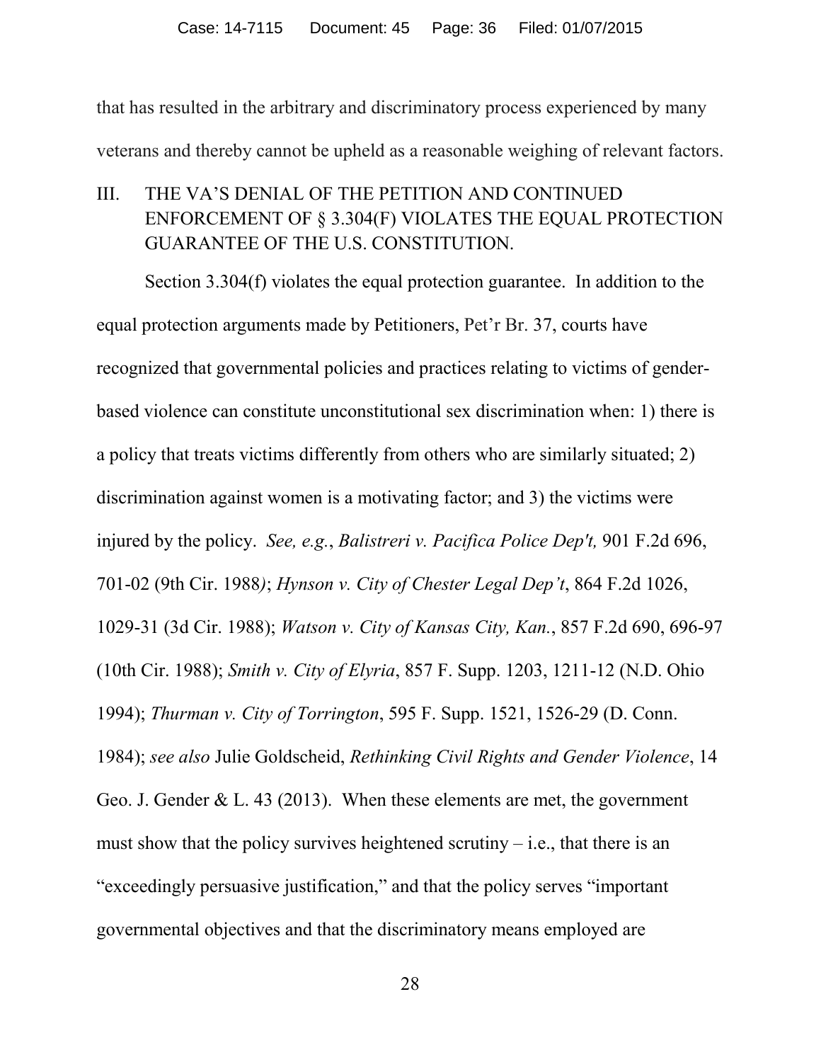that has resulted in the arbitrary and discriminatory process experienced by many veterans and thereby cannot be upheld as a reasonable weighing of relevant factors.

## III. THE VA'S DENIAL OF THE PETITION AND CONTINUED ENFORCEMENT OF § 3.304(F) VIOLATES THE EQUAL PROTECTION GUARANTEE OF THE U.S. CONSTITUTION.

Section 3.304(f) violates the equal protection guarantee. In addition to the equal protection arguments made by Petitioners, Pet'r Br. 37, courts have recognized that governmental policies and practices relating to victims of gender-based violence can constitute unconstitutional sex discrimination when: 1) there is a policy that treats victims differently from others who are similarly situated; 2) discrimination against women is a motivating factor; and 3) the victims were injured by the policy. *See, e.g.*, *Balistreri v. Pacifica Police Dep't,* 901 F.2d 696, 701-02 (9th Cir. 1988); *Hynson v. City of Chester Legal Dep't*, 864 F.2d 1026, 1029-31 (3d Cir. 1988); *Watson v. City of Kansas City, Kan.*, 857 F.2d 690, 696-97 (10th Cir. 1988); *Smith v. City of Elyria*, 857 F. Supp. 1203, 1211-12 (N.D. Ohio 1994); *Thurman v. City of Torrington*, 595 F. Supp. 1521, 1526-29 (D. Conn. 1984); *see also* Julie Goldscheid, *Rethinking Civil Rights and Gender Violence*, 14 Geo. J. Gender & L. 43 (2013). When these elements are met, the government must show that the policy survives heightened scrutiny – i.e., that there is an "exceedingly persuasive justification," and that the policy serves "important governmental objectives and that the discriminatory means employed are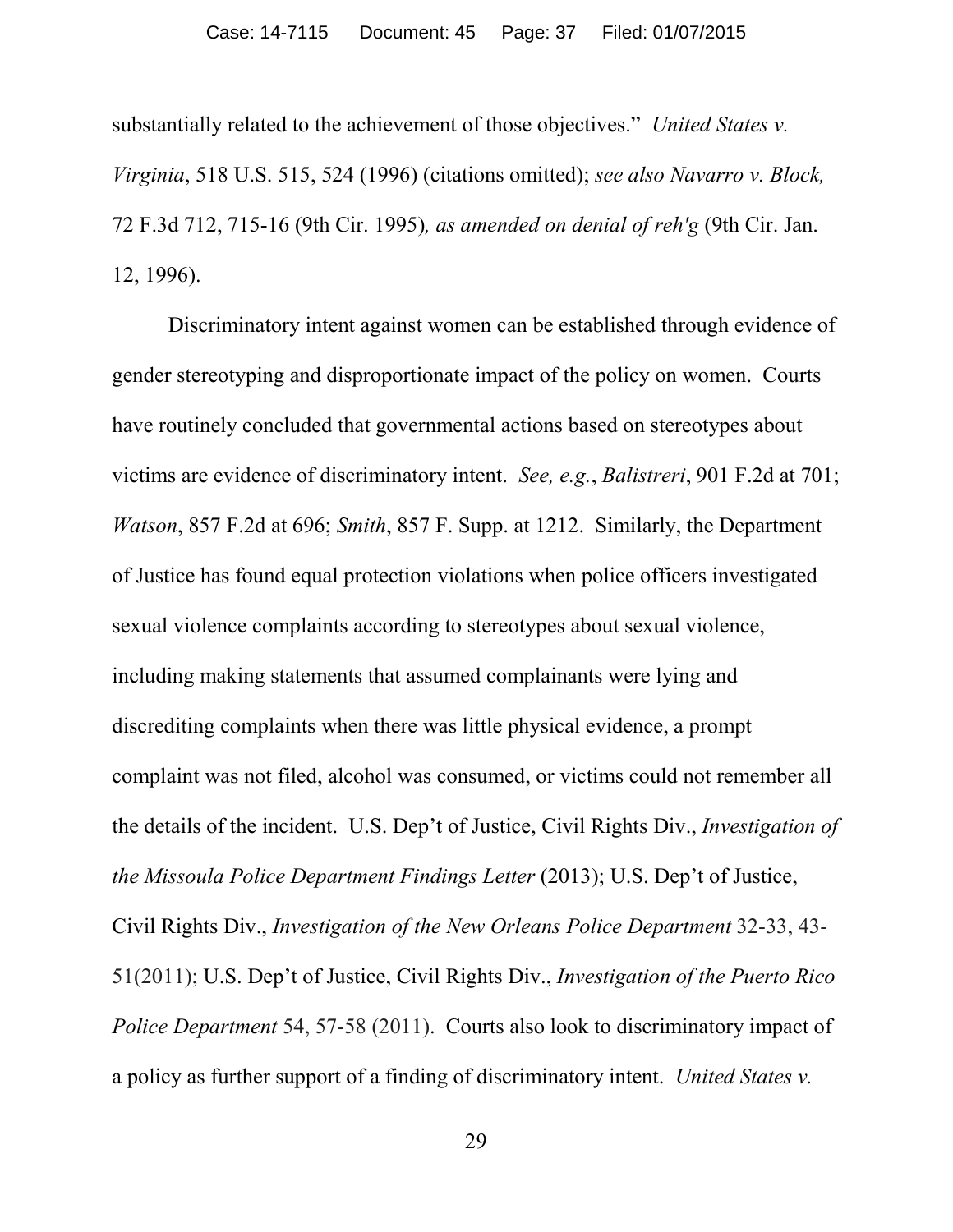substantially related to the achievement of those objectives." *United States v. Virginia*, 518 U.S. 515, 524 (1996) (citations omitted); *see also Navarro v. Block,* 72 F.3d 712, 715-16 (9th Cir. 1995)*, as amended on denial of reh'g* (9th Cir. Jan. 12, 1996).

Discriminatory intent against women can be established through evidence of gender stereotyping and disproportionate impact of the policy on women. Courts have routinely concluded that governmental actions based on stereotypes about victims are evidence of discriminatory intent. *See, e.g.*, *Balistreri*, 901 F.2d at 701; *Watson*, 857 F.2d at 696; *Smith*, 857 F. Supp. at 1212. Similarly, the Department of Justice has found equal protection violations when police officers investigated sexual violence complaints according to stereotypes about sexual violence, including making statements that assumed complainants were lying and discrediting complaints when there was little physical evidence, a prompt complaint was not filed, alcohol was consumed, or victims could not remember all the details of the incident. U.S. Dep't of Justice, Civil Rights Div., *Investigation of the Missoula Police Department Findings Letter* (2013); U.S. Dep't of Justice, Civil Rights Div., *Investigation of the New Orleans Police Department* 32-33, 43-51(2011); U.S. Dep't of Justice, Civil Rights Div., *Investigation of the Puerto Rico Police Department* 54, 57-58 (2011). Courts also look to discriminatory impact of a policy as further support of a finding of discriminatory intent. *United States v.*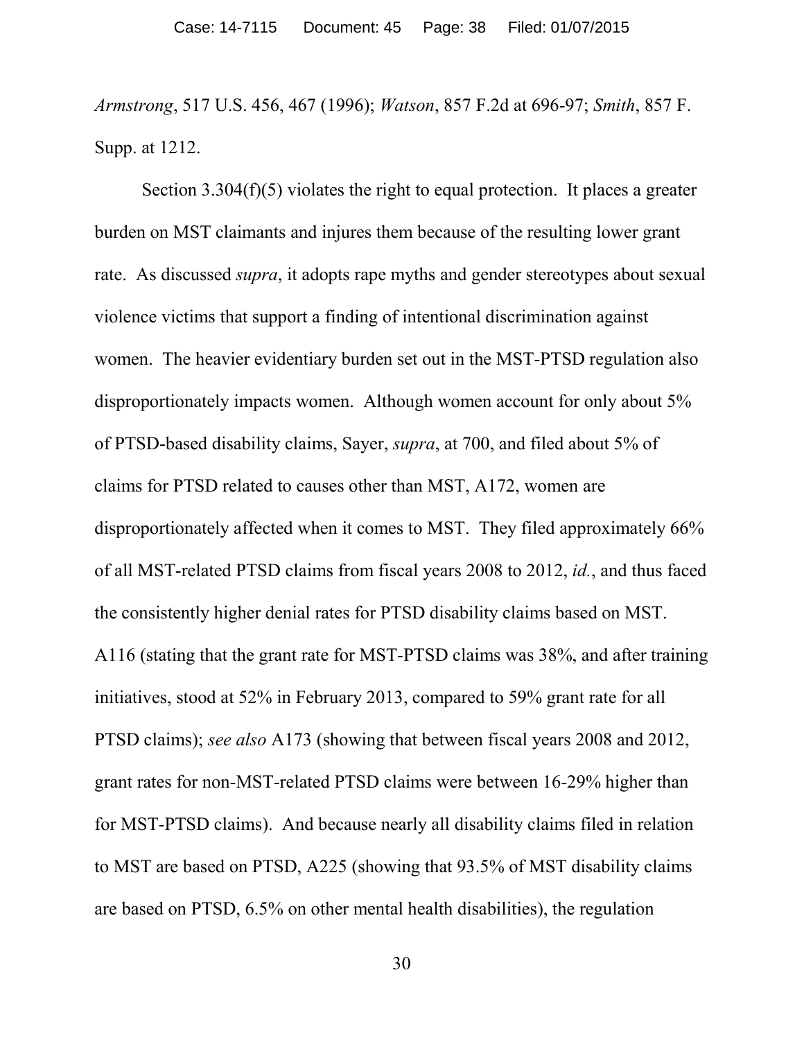*Armstrong*, 517 U.S. 456, 467 (1996); *Watson*, 857 F.2d at 696-97; *Smith*, 857 F. Supp. at 1212.

Section 3.304(f)(5) violates the right to equal protection. It places a greater burden on MST claimants and injures them because of the resulting lower grant rate. As discussed *supra*, it adopts rape myths and gender stereotypes about sexual violence victims that support a finding of intentional discrimination against women. The heavier evidentiary burden set out in the MST-PTSD regulation also disproportionately impacts women. Although women account for only about 5% of PTSD-based disability claims, Sayer, *supra*, at 700, and filed about 5% of claims for PTSD related to causes other than MST, A172, women are disproportionately affected when it comes to MST. They filed approximately 66% of all MST-related PTSD claims from fiscal years 2008 to 2012, *id.*, and thus faced the consistently higher denial rates for PTSD disability claims based on MST. A116 (stating that the grant rate for MST-PTSD claims was 38%, and after training initiatives, stood at 52% in February 2013, compared to 59% grant rate for all PTSD claims); *see also* A173 (showing that between fiscal years 2008 and 2012, grant rates for non-MST-related PTSD claims were between 16-29% higher than for MST-PTSD claims). And because nearly all disability claims filed in relation to MST are based on PTSD, A225 (showing that 93.5% of MST disability claims are based on PTSD, 6.5% on other mental health disabilities), the regulation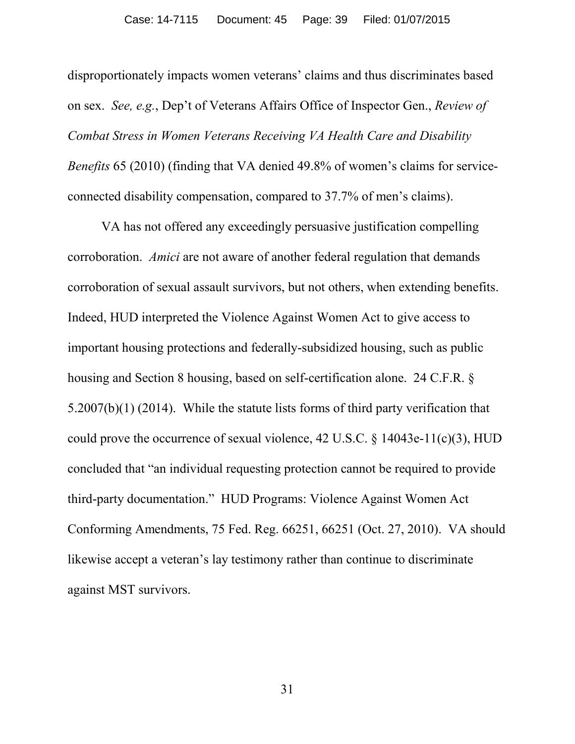disproportionately impacts women veterans' claims and thus discriminates based on sex. *See, e.g.*, Dep't of Veterans Affairs Office of Inspector Gen., *Review of Combat Stress in Women Veterans Receiving VA Health Care and Disability Benefits* 65 (2010) (finding that VA denied 49.8% of women's claims for service-connected disability compensation, compared to 37.7% of men's claims).

VA has not offered any exceedingly persuasive justification compelling corroboration. *Amici* are not aware of another federal regulation that demands corroboration of sexual assault survivors, but not others, when extending benefits. Indeed, HUD interpreted the Violence Against Women Act to give access to important housing protections and federally-subsidized housing, such as public housing and Section 8 housing, based on self-certification alone. 24 C.F.R. § 5.2007(b)(1) (2014). While the statute lists forms of third party verification that could prove the occurrence of sexual violence, 42 U.S.C. § 14043e-11(c)(3), HUD concluded that "an individual requesting protection cannot be required to provide third-party documentation." HUD Programs: Violence Against Women Act Conforming Amendments, 75 Fed. Reg. 66251, 66251 (Oct. 27, 2010). VA should likewise accept a veteran's lay testimony rather than continue to discriminate against MST survivors.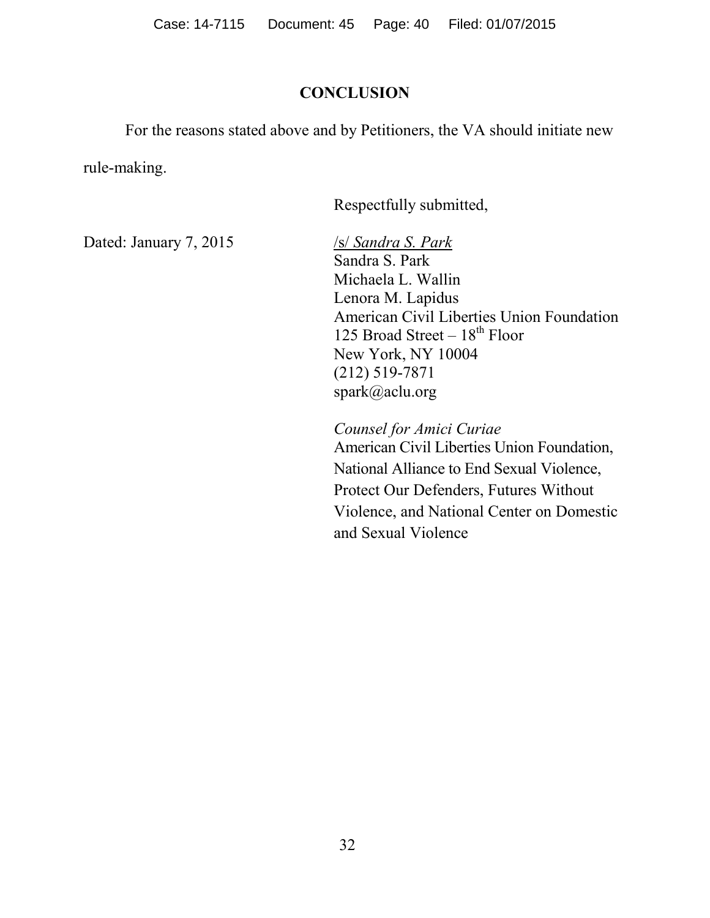## CONCLUSION

For the reasons stated above and by Petitioners, the VA should initiate new rule-making.

Respectfully submitted,

Dated: January 7, 2015

/s/ *Sandra S. Park*
Sandra S. Park
Michaela L. Wallin
Lenora M. Lapidus
American Civil Liberties Union Foundation
125 Broad Street – 18th Floor
New York, NY 10004
(212) 519-7871
spark@aclu.org

*Counsel for Amici Curiae*
American Civil Liberties Union Foundation, National Alliance to End Sexual Violence, Protect Our Defenders, Futures Without Violence, and National Center on Domestic and Sexual Violence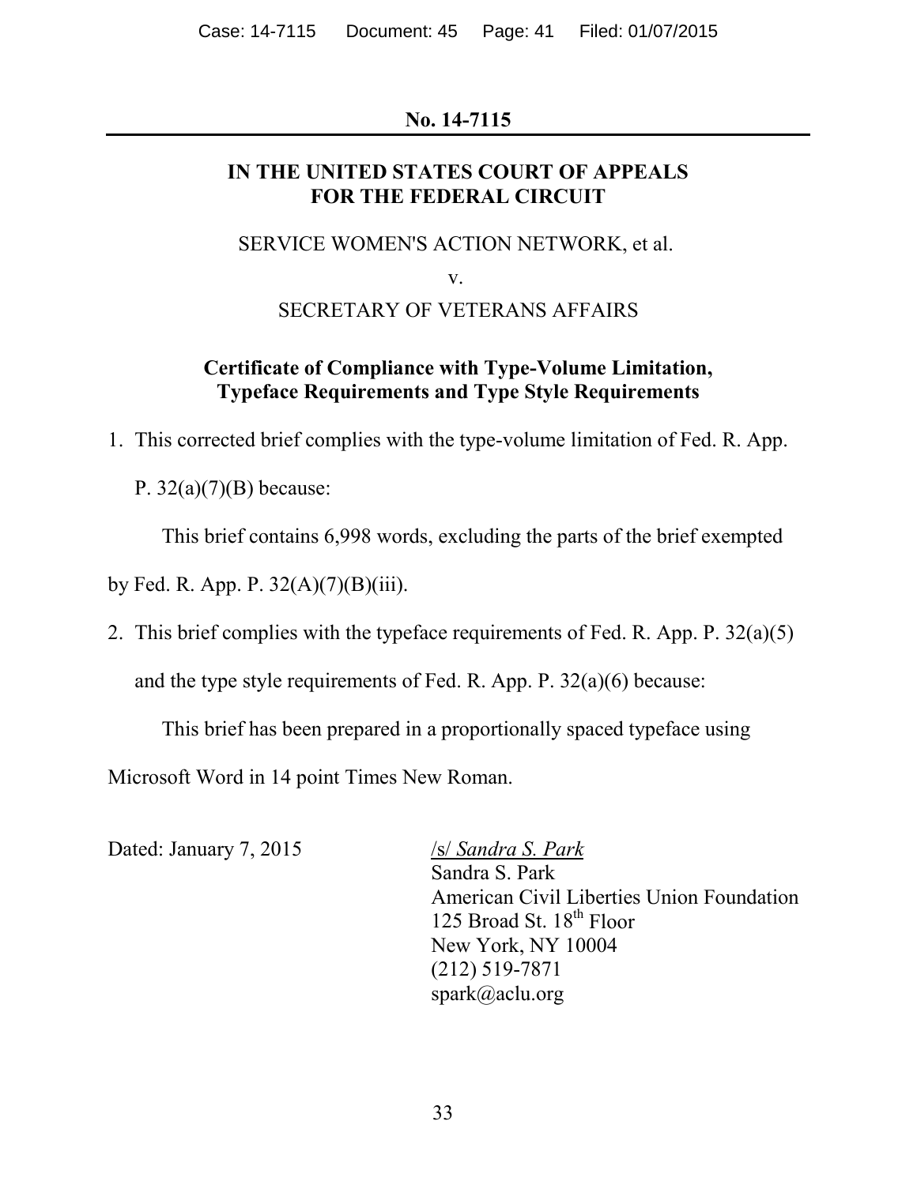**No. 14-7115**

---

**IN THE UNITED STATES COURT OF APPEALS FOR THE FEDERAL CIRCUIT**

SERVICE WOMEN'S ACTION NETWORK, et al.

v.

SECRETARY OF VETERANS AFFAIRS

**Certificate of Compliance with Type-Volume Limitation, Typeface Requirements and Type Style Requirements**

1. This corrected brief complies with the type-volume limitation of Fed. R. App. P. 32(a)(7)(B) because:

   This brief contains 6,998 words, excluding the parts of the brief exempted by Fed. R. App. P. 32(A)(7)(B)(iii).

2. This brief complies with the typeface requirements of Fed. R. App. P. 32(a)(5) and the type style requirements of Fed. R. App. P. 32(a)(6) because:

   This brief has been prepared in a proportionally spaced typeface using Microsoft Word in 14 point Times New Roman.

Dated: January 7, 2015

/s/ *Sandra S. Park*
Sandra S. Park
American Civil Liberties Union Foundation
125 Broad St. 18th Floor
New York, NY 10004
(212) 519-7871
spark@aclu.org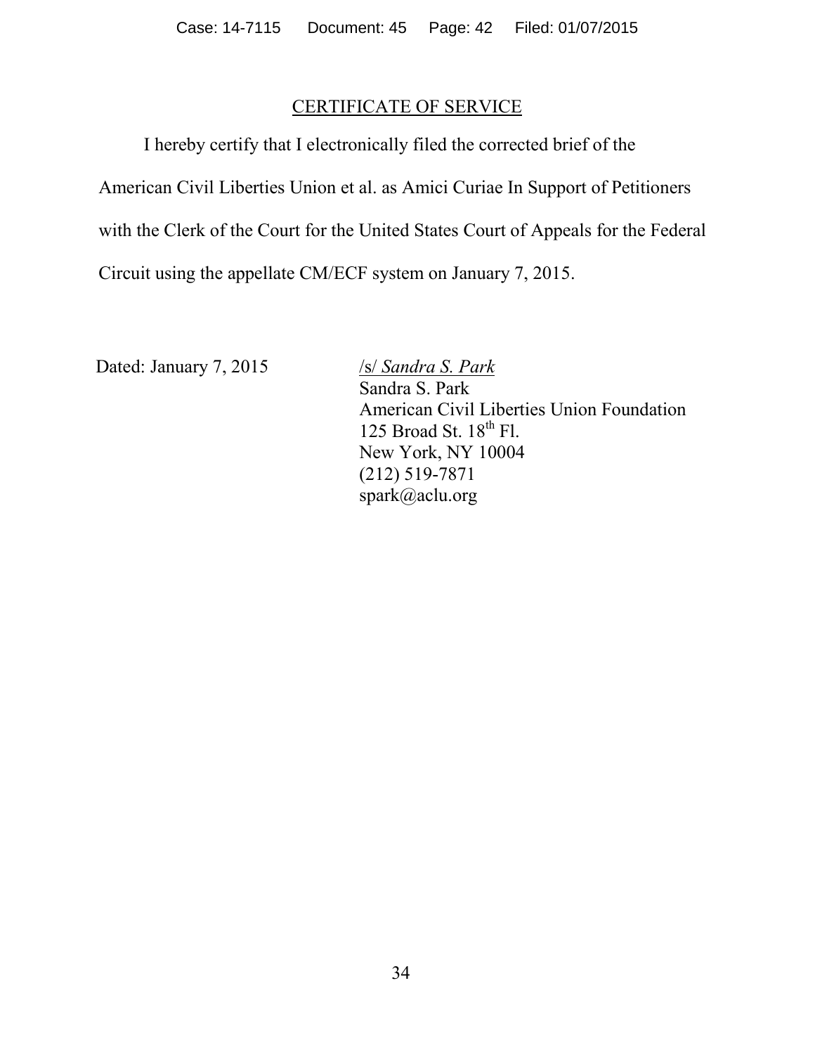## CERTIFICATE OF SERVICE

I hereby certify that I electronically filed the corrected brief of the American Civil Liberties Union et al. as Amici Curiae In Support of Petitioners with the Clerk of the Court for the United States Court of Appeals for the Federal Circuit using the appellate CM/ECF system on January 7, 2015.

Dated: January 7, 2015

/s/ *Sandra S. Park*
Sandra S. Park
American Civil Liberties Union Foundation
125 Broad St. 18th Fl.
New York, NY 10004
(212) 519-7871
spark@aclu.org